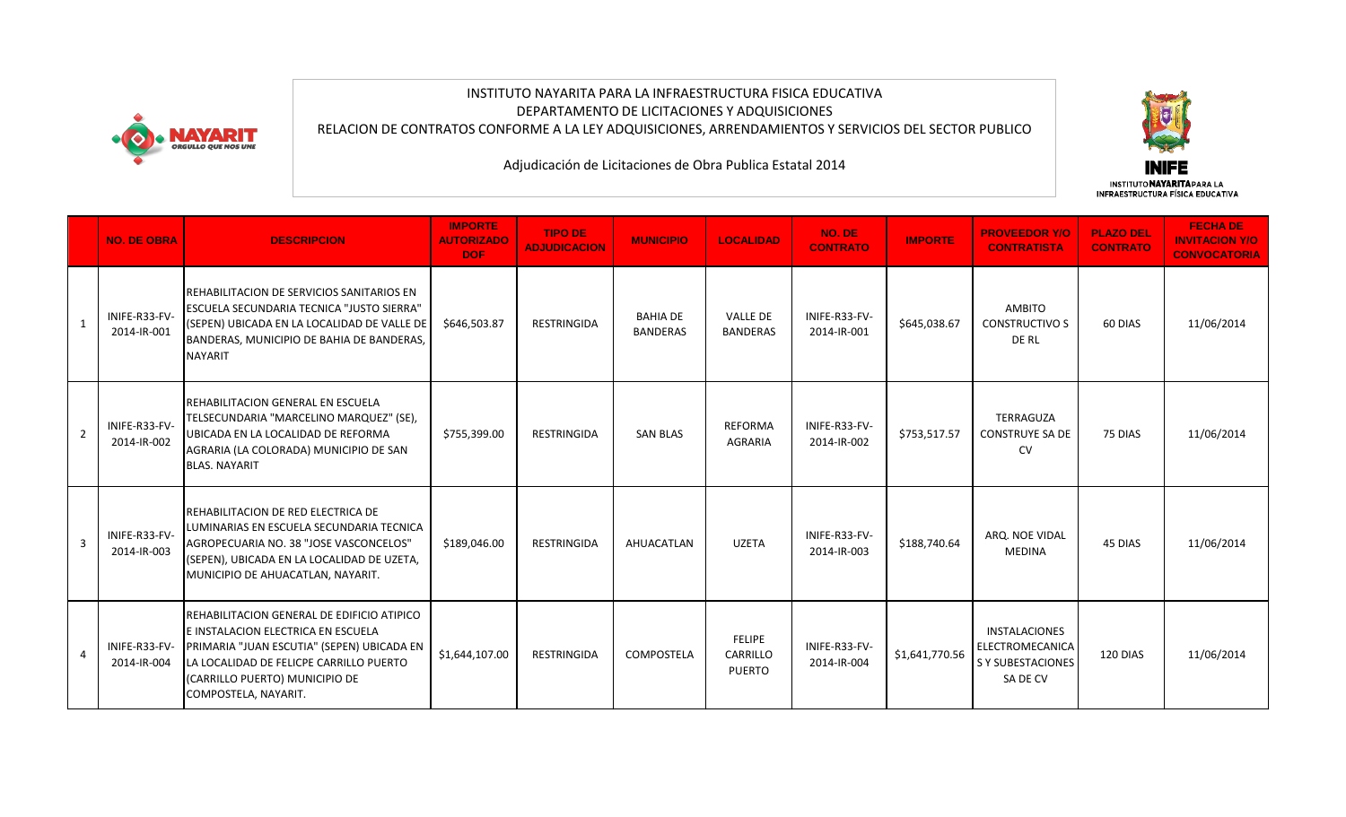INSTITUTO NAYARITA PARA LA INFRAESTRUCTURA FISICA EDUCATIVA
DEPARTAMENTO DE LICITACIONES Y ADQUISICIONES
RELACION DE CONTRATOS CONFORME A LA LEY ADQUISICIONES, ARRENDAMIENTOS Y SERVICIOS DEL SECTOR PUBLICO

Adjudicación de Licitaciones de Obra Publica Estatal 2014

| | NO. DE OBRA | DESCRIPCION | IMPORTE AUTORIZADO DOF | TIPO DE ADJUDICACION | MUNICIPIO | LOCALIDAD | NO. DE CONTRATO | IMPORTE | PROVEEDOR Y/O CONTRATISTA | PLAZO DEL CONTRATO | FECHA DE INVITACION Y/O CONVOCATORIA |
|---|---|---|---|---|---|---|---|---|---|---|---|
| 1 | INIFE-R33-FV-2014-IR-001 | REHABILITACION DE SERVICIOS SANITARIOS EN ESCUELA SECUNDARIA TECNICA "JUSTO SIERRA" (SEPEN) UBICADA EN LA LOCALIDAD DE VALLE DE BANDERAS, MUNICIPIO DE BAHIA DE BANDERAS, NAYARIT | $646,503.87 | RESTRINGIDA | BAHIA DE BANDERAS | VALLE DE BANDERAS | INIFE-R33-FV-2014-IR-001 | $645,038.67 | AMBITO CONSTRUCTIVO S DE RL | 60 DIAS | 11/06/2014 |
| 2 | INIFE-R33-FV-2014-IR-002 | REHABILITACION GENERAL EN ESCUELA TELSECUNDARIA "MARCELINO MARQUEZ" (SE), UBICADA EN LA LOCALIDAD DE REFORMA AGRARIA (LA COLORADA) MUNICIPIO DE SAN BLAS. NAYARIT | $755,399.00 | RESTRINGIDA | SAN BLAS | REFORMA AGRARIA | INIFE-R33-FV-2014-IR-002 | $753,517.57 | TERRAGUZA CONSTRUYE SA DE CV | 75 DIAS | 11/06/2014 |
| 3 | INIFE-R33-FV-2014-IR-003 | REHABILITACION DE RED ELECTRICA DE LUMINARIAS EN ESCUELA SECUNDARIA TECNICA AGROPECUARIA NO. 38 "JOSE VASCONCELOS" (SEPEN), UBICADA EN LA LOCALIDAD DE UZETA, MUNICIPIO DE AHUACATLAN, NAYARIT. | $189,046.00 | RESTRINGIDA | AHUACATLAN | UZETA | INIFE-R33-FV-2014-IR-003 | $188,740.64 | ARQ. NOE VIDAL MEDINA | 45 DIAS | 11/06/2014 |
| 4 | INIFE-R33-FV-2014-IR-004 | REHABILITACION GENERAL DE EDIFICIO ATIPICO E INSTALACION ELECTRICA EN ESCUELA PRIMARIA "JUAN ESCUTIA" (SEPEN) UBICADA EN LA LOCALIDAD DE FELICPE CARRILLO PUERTO (CARRILLO PUERTO) MUNICIPIO DE COMPOSTELA, NAYARIT. | $1,644,107.00 | RESTRINGIDA | COMPOSTELA | FELIPE CARRILLO PUERTO | INIFE-R33-FV-2014-IR-004 | $1,641,770.56 | INSTALACIONES ELECTROMECANICA S Y SUBESTACIONES SA DE CV | 120 DIAS | 11/06/2014 |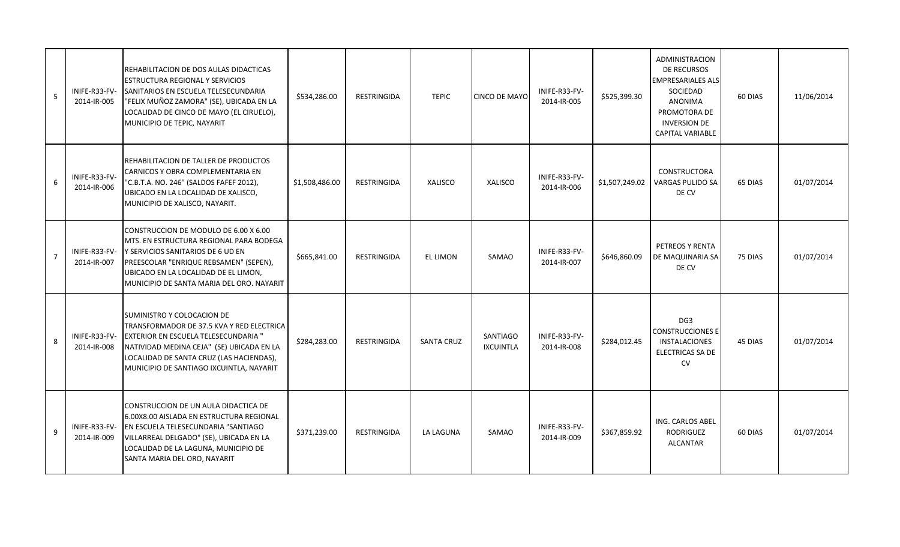| 5 | INIFE-R33-FV-2014-IR-005 | REHABILITACION DE DOS AULAS DIDACTICAS ESTRUCTURA REGIONAL Y SERVICIOS SANITARIOS EN ESCUELA TELESECUNDARIA "FELIX MUÑOZ ZAMORA" (SE), UBICADA EN LA LOCALIDAD DE CINCO DE MAYO (EL CIRUELO), MUNICIPIO DE TEPIC, NAYARIT | $534,286.00 | RESTRINGIDA | TEPIC | CINCO DE MAYO | INIFE-R33-FV-2014-IR-005 | $525,399.30 | ADMINISTRACION DE RECURSOS EMPRESARIALES ALS SOCIEDAD ANONIMA PROMOTORA DE INVERSION DE CAPITAL VARIABLE | 60 DIAS | 11/06/2014 |
|---|---|---|---|---|---|---|---|---|---|---|---|
| 6 | INIFE-R33-FV-2014-IR-006 | REHABILITACION DE TALLER DE PRODUCTOS CARNICOS Y OBRA COMPLEMENTARIA EN "C.B.T.A. NO. 246" (SALDOS FAFEF 2012), UBICADO EN LA LOCALIDAD DE XALISCO, MUNICIPIO DE XALISCO, NAYARIT. | $1,508,486.00 | RESTRINGIDA | XALISCO | XALISCO | INIFE-R33-FV-2014-IR-006 | $1,507,249.02 | CONSTRUCTORA VARGAS PULIDO SA DE CV | 65 DIAS | 01/07/2014 |
| 7 | INIFE-R33-FV-2014-IR-007 | CONSTRUCCION DE MODULO DE 6.00 X 6.00 MTS. EN ESTRUCTURA REGIONAL PARA BODEGA Y SERVICIOS SANITARIOS DE 6 UD EN PREESCOLAR "ENRIQUE REBSAMEN" (SEPEN), UBICADO EN LA LOCALIDAD DE EL LIMON, MUNICIPIO DE SANTA MARIA DEL ORO. NAYARIT | $665,841.00 | RESTRINGIDA | EL LIMON | SAMAO | INIFE-R33-FV-2014-IR-007 | $646,860.09 | PETREOS Y RENTA DE MAQUINARIA SA DE CV | 75 DIAS | 01/07/2014 |
| 8 | INIFE-R33-FV-2014-IR-008 | SUMINISTRO Y COLOCACION DE TRANSFORMADOR DE 37.5 KVA Y RED ELECTRICA EXTERIOR EN ESCUELA TELESECUNDARIA " NATIVIDAD MEDINA CEJA" (SE) UBICADA EN LA LOCALIDAD DE SANTA CRUZ (LAS HACIENDAS), MUNICIPIO DE SANTIAGO IXCUINTLA, NAYARIT | $284,283.00 | RESTRINGIDA | SANTA CRUZ | SANTIAGO IXCUINTLA | INIFE-R33-FV-2014-IR-008 | $284,012.45 | DG3 CONSTRUCCIONES E INSTALACIONES ELECTRICAS SA DE CV | 45 DIAS | 01/07/2014 |
| 9 | INIFE-R33-FV-2014-IR-009 | CONSTRUCCION DE UN AULA DIDACTICA DE 6.00X8.00 AISLADA EN ESTRUCTURA REGIONAL EN ESCUELA TELESECUNDARIA "SANTIAGO VILLARREAL DELGADO" (SE), UBICADA EN LA LOCALIDAD DE LA LAGUNA, MUNICIPIO DE SANTA MARIA DEL ORO, NAYARIT | $371,239.00 | RESTRINGIDA | LA LAGUNA | SAMAO | INIFE-R33-FV-2014-IR-009 | $367,859.92 | ING. CARLOS ABEL RODRIGUEZ ALCANTAR | 60 DIAS | 01/07/2014 |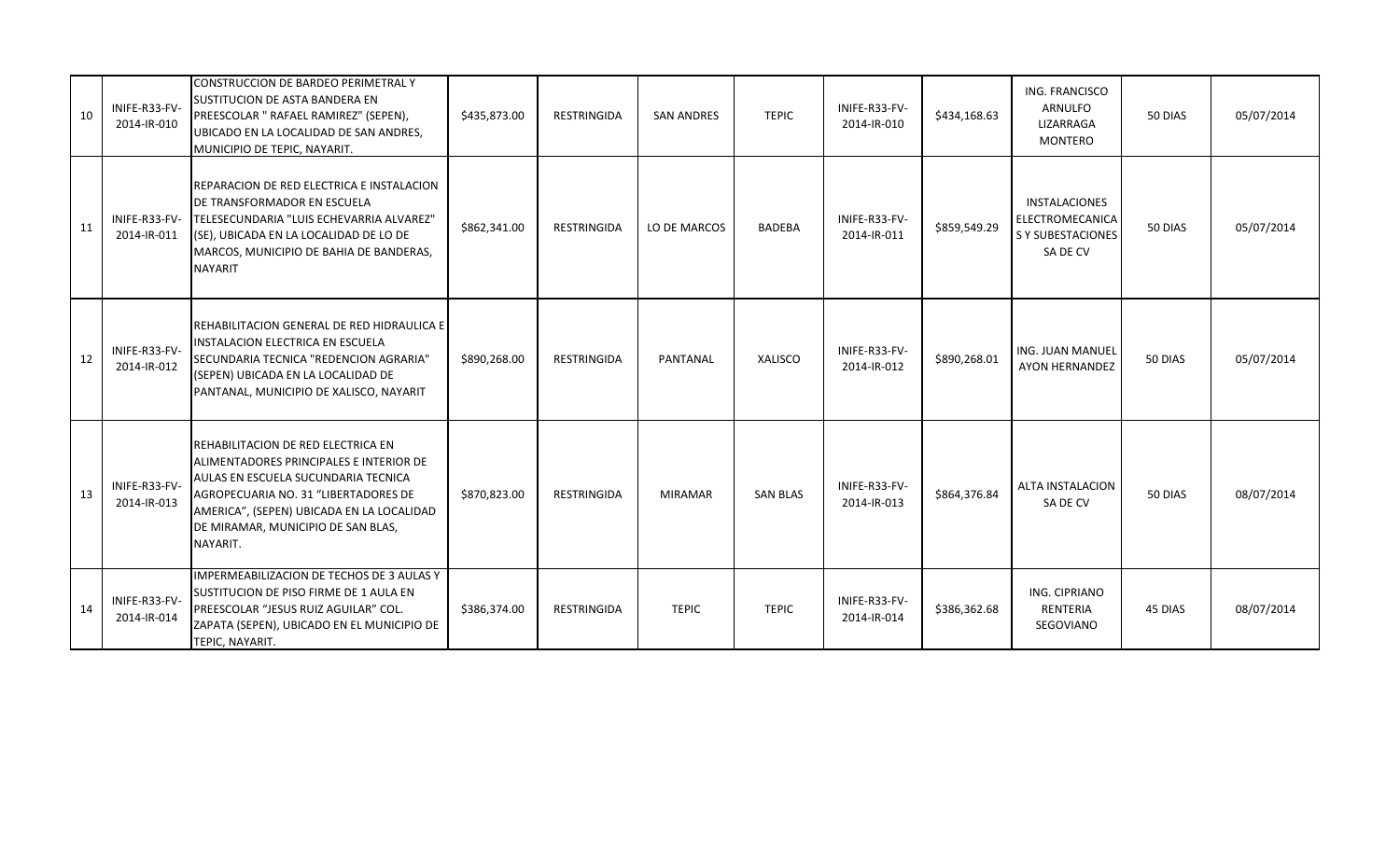| 10 | INIFE-R33-FV-2014-IR-010 | CONSTRUCCION DE BARDEO PERIMETRAL Y SUSTITUCION DE ASTA BANDERA EN PREESCOLAR " RAFAEL RAMIREZ" (SEPEN), UBICADO EN LA LOCALIDAD DE SAN ANDRES, MUNICIPIO DE TEPIC, NAYARIT. | $435,873.00 | RESTRINGIDA | SAN ANDRES | TEPIC | INIFE-R33-FV-2014-IR-010 | $434,168.63 | ING. FRANCISCO ARNULFO LIZARRAGA MONTERO | 50 DIAS | 05/07/2014 |
|---|---|---|---|---|---|---|---|---|---|---|---|
| 11 | INIFE-R33-FV-2014-IR-011 | REPARACION DE RED ELECTRICA E INSTALACION DE TRANSFORMADOR EN ESCUELA TELESECUNDARIA "LUIS ECHEVARRIA ALVAREZ" (SE), UBICADA EN LA LOCALIDAD DE LO DE MARCOS, MUNICIPIO DE BAHIA DE BANDERAS, NAYARIT | $862,341.00 | RESTRINGIDA | LO DE MARCOS | BADEBA | INIFE-R33-FV-2014-IR-011 | $859,549.29 | INSTALACIONES ELECTROMECANICA S Y SUBESTACIONES SA DE CV | 50 DIAS | 05/07/2014 |
| 12 | INIFE-R33-FV-2014-IR-012 | REHABILITACION GENERAL DE RED HIDRAULICA E INSTALACION ELECTRICA EN ESCUELA SECUNDARIA TECNICA "REDENCION AGRARIA" (SEPEN) UBICADA EN LA LOCALIDAD DE PANTANAL, MUNICIPIO DE XALISCO, NAYARIT | $890,268.00 | RESTRINGIDA | PANTANAL | XALISCO | INIFE-R33-FV-2014-IR-012 | $890,268.01 | ING. JUAN MANUEL AYON HERNANDEZ | 50 DIAS | 05/07/2014 |
| 13 | INIFE-R33-FV-2014-IR-013 | REHABILITACION DE RED ELECTRICA EN ALIMENTADORES PRINCIPALES E INTERIOR DE AULAS EN ESCUELA SUCUNDARIA TECNICA AGROPECUARIA NO. 31 "LIBERTADORES DE AMERICA", (SEPEN) UBICADA EN LA LOCALIDAD DE MIRAMAR, MUNICIPIO DE SAN BLAS, NAYARIT. | $870,823.00 | RESTRINGIDA | MIRAMAR | SAN BLAS | INIFE-R33-FV-2014-IR-013 | $864,376.84 | ALTA INSTALACION SA DE CV | 50 DIAS | 08/07/2014 |
| 14 | INIFE-R33-FV-2014-IR-014 | IMPERMEABILIZACION DE TECHOS DE 3 AULAS Y SUSTITUCION DE PISO FIRME DE 1 AULA EN PREESCOLAR "JESUS RUIZ AGUILAR" COL. ZAPATA (SEPEN), UBICADO EN EL MUNICIPIO DE TEPIC, NAYARIT. | $386,374.00 | RESTRINGIDA | TEPIC | TEPIC | INIFE-R33-FV-2014-IR-014 | $386,362.68 | ING. CIPRIANO RENTERIA SEGOVIANO | 45 DIAS | 08/07/2014 |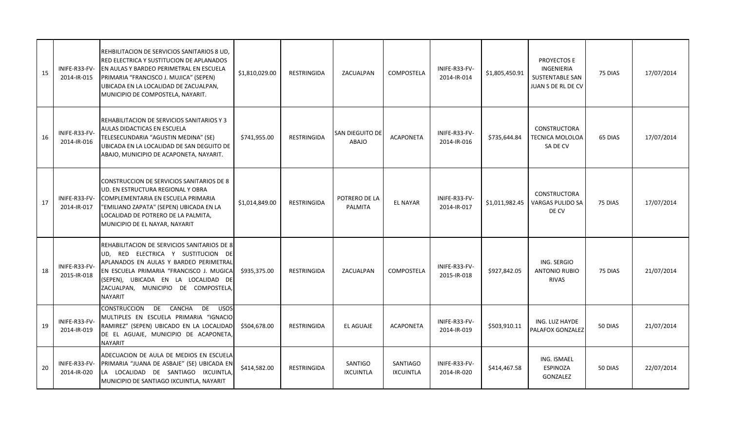| 15 | INIFE-R33-FV-2014-IR-015 | REHBILITACION DE SERVICIOS SANITARIOS 8 UD, RED ELECTRICA Y SUSTITUCION DE APLANADOS EN AULAS Y BARDEO PERIMETRAL EN ESCUELA PRIMARIA "FRANCISCO J. MUJICA" (SEPEN) UBICADA EN LA LOCALIDAD DE ZACUALPAN, MUNICIPIO DE COMPOSTELA, NAYARIT. | $1,810,029.00 | RESTRINGIDA | ZACUALPAN | COMPOSTELA | INIFE-R33-FV-2014-IR-014 | $1,805,450.91 | PROYECTOS E INGENIERIA SUSTENTABLE SAN JUAN S DE RL DE CV | 75 DIAS | 17/07/2014 |
|---|---|---|---|---|---|---|---|---|---|---|---|
| 16 | INIFE-R33-FV-2014-IR-016 | REHABILITACION DE SERVICIOS SANITARIOS Y 3 AULAS DIDACTICAS EN ESCUELA TELESECUNDARIA "AGUSTIN MEDINA" (SE) UBICADA EN LA LOCALIDAD DE SAN DEGUITO DE ABAJO, MUNICIPIO DE ACAPONETA, NAYARIT. | $741,955.00 | RESTRINGIDA | SAN DIEGUITO DE ABAJO | ACAPONETA | INIFE-R33-FV-2014-IR-016 | $735,644.84 | CONSTRUCTORA TECNICA MOLOLOA SA DE CV | 65 DIAS | 17/07/2014 |
| 17 | INIFE-R33-FV-2014-IR-017 | CONSTRUCCION DE SERVICIOS SANITARIOS DE 8 UD. EN ESTRUCTURA REGIONAL Y OBRA COMPLEMENTARIA EN ESCUELA PRIMARIA "EMILIANO ZAPATA" (SEPEN) UBICADA EN LA LOCALIDAD DE POTRERO DE LA PALMITA, MUNICIPIO DE EL NAYAR, NAYARIT | $1,014,849.00 | RESTRINGIDA | POTRERO DE LA PALMITA | EL NAYAR | INIFE-R33-FV-2014-IR-017 | $1,011,982.45 | CONSTRUCTORA VARGAS PULIDO SA DE CV | 75 DIAS | 17/07/2014 |
| 18 | INIFE-R33-FV-2015-IR-018 | REHABILITACION DE SERVICIOS SANITARIOS DE 8 UD, RED ELECTRICA Y SUSTITUCION DE APLANADOS EN AULAS Y BARDEO PERIMETRAL EN ESCUELA PRIMARIA "FRANCISCO J. MUGICA (SEPEN), UBICADA EN LA LOCALIDAD DE ZACUALPAN, MUNICIPIO DE COMPOSTELA, NAYARIT | $935,375.00 | RESTRINGIDA | ZACUALPAN | COMPOSTELA | INIFE-R33-FV-2015-IR-018 | $927,842.05 | ING. SERGIO ANTONIO RUBIO RIVAS | 75 DIAS | 21/07/2014 |
| 19 | INIFE-R33-FV-2014-IR-019 | CONSTRUCCION DE CANCHA DE USOS MULTIPLES EN ESCUELA PRIMARIA "IGNACIO RAMIREZ" (SEPEN) UBICADO EN LA LOCALIDAD DE EL AGUAJE, MUNICIPIO DE ACAPONETA, NAYARIT | $504,678.00 | RESTRINGIDA | EL AGUAJE | ACAPONETA | INIFE-R33-FV-2014-IR-019 | $503,910.11 | ING. LUZ HAYDE PALAFOX GONZALEZ | 50 DIAS | 21/07/2014 |
| 20 | INIFE-R33-FV-2014-IR-020 | ADECUACION DE AULA DE MEDIOS EN ESCUELA PRIMARIA "JUANA DE ASBAJE" (SE) UBICADA EN LA LOCALIDAD DE SANTIAGO IXCUINTLA, MUNICIPIO DE SANTIAGO IXCUINTLA, NAYARIT | $414,582.00 | RESTRINGIDA | SANTIGO IXCUINTLA | SANTIAGO IXCUINTLA | INIFE-R33-FV-2014-IR-020 | $414,467.58 | ING. ISMAEL ESPINOZA GONZALEZ | 50 DIAS | 22/07/2014 |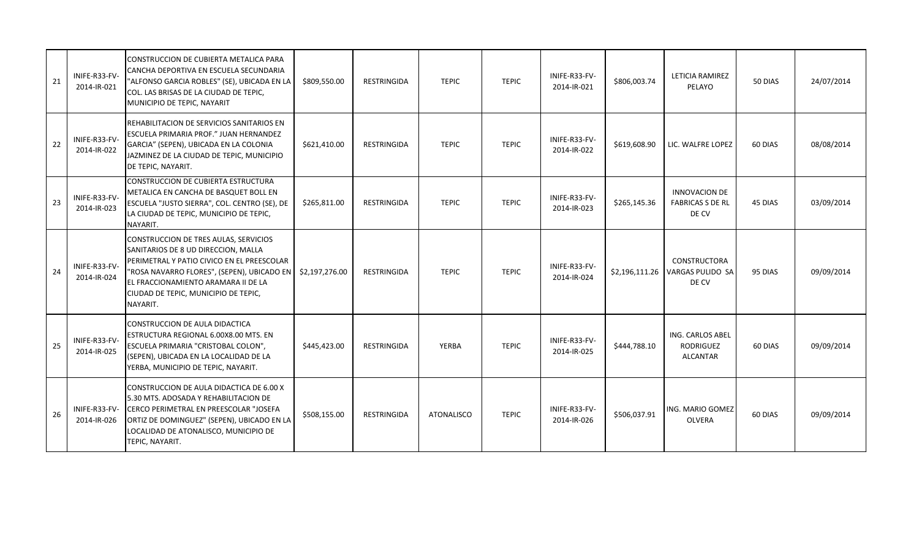| 21 | INIFE-R33-FV-2014-IR-021 | CONSTRUCCION DE CUBIERTA METALICA PARA CANCHA DEPORTIVA EN ESCUELA SECUNDARIA "ALFONSO GARCIA ROBLES" (SE), UBICADA EN LA COL. LAS BRISAS DE LA CIUDAD DE TEPIC, MUNICIPIO DE TEPIC, NAYARIT | $809,550.00 | RESTRINGIDA | TEPIC | TEPIC | INIFE-R33-FV-2014-IR-021 | $806,003.74 | LETICIA RAMIREZ PELAYO | 50 DIAS | 24/07/2014 |
|---|---|---|---|---|---|---|---|---|---|---|---|
| 22 | INIFE-R33-FV-2014-IR-022 | REHABILITACION DE SERVICIOS SANITARIOS EN ESCUELA PRIMARIA PROF." JUAN HERNANDEZ GARCIA" (SEPEN), UBICADA EN LA COLONIA JAZMINEZ DE LA CIUDAD DE TEPIC, MUNICIPIO DE TEPIC, NAYARIT. | $621,410.00 | RESTRINGIDA | TEPIC | TEPIC | INIFE-R33-FV-2014-IR-022 | $619,608.90 | LIC. WALFRE LOPEZ | 60 DIAS | 08/08/2014 |
| 23 | INIFE-R33-FV-2014-IR-023 | CONSTRUCCION DE CUBIERTA ESTRUCTURA METALICA EN CANCHA DE BASQUET BOLL EN ESCUELA "JUSTO SIERRA", COL. CENTRO (SE), DE LA CIUDAD DE TEPIC, MUNICIPIO DE TEPIC, NAYARIT. | $265,811.00 | RESTRINGIDA | TEPIC | TEPIC | INIFE-R33-FV-2014-IR-023 | $265,145.36 | INNOVACION DE FABRICAS S DE RL DE CV | 45 DIAS | 03/09/2014 |
| 24 | INIFE-R33-FV-2014-IR-024 | CONSTRUCCION DE TRES AULAS, SERVICIOS SANITARIOS DE 8 UD DIRECCION, MALLA PERIMETRAL Y PATIO CIVICO EN EL PREESCOLAR "ROSA NAVARRO FLORES", (SEPEN), UBICADO EN EL FRACCIONAMIENTO ARAMARA II DE LA CIUDAD DE TEPIC, MUNICIPIO DE TEPIC, NAYARIT. | $2,197,276.00 | RESTRINGIDA | TEPIC | TEPIC | INIFE-R33-FV-2014-IR-024 | $2,196,111.26 | CONSTRUCTORA VARGAS PULIDO SA DE CV | 95 DIAS | 09/09/2014 |
| 25 | INIFE-R33-FV-2014-IR-025 | CONSTRUCCION DE AULA DIDACTICA ESTRUCTURA REGIONAL 6.00X8.00 MTS. EN ESCUELA PRIMARIA "CRISTOBAL COLON", (SEPEN), UBICADA EN LA LOCALIDAD DE LA YERBA, MUNICIPIO DE TEPIC, NAYARIT. | $445,423.00 | RESTRINGIDA | YERBA | TEPIC | INIFE-R33-FV-2014-IR-025 | $444,788.10 | ING. CARLOS ABEL RODRIGUEZ ALCANTAR | 60 DIAS | 09/09/2014 |
| 26 | INIFE-R33-FV-2014-IR-026 | CONSTRUCCION DE AULA DIDACTICA DE 6.00 X 5.30 MTS. ADOSADA Y REHABILITACION DE CERCO PERIMETRAL EN PREESCOLAR "JOSEFA ORTIZ DE DOMINGUEZ" (SEPEN), UBICADO EN LA LOCALIDAD DE ATONALISCO, MUNICIPIO DE TEPIC, NAYARIT. | $508,155.00 | RESTRINGIDA | ATONALISCO | TEPIC | INIFE-R33-FV-2014-IR-026 | $506,037.91 | ING. MARIO GOMEZ OLVERA | 60 DIAS | 09/09/2014 |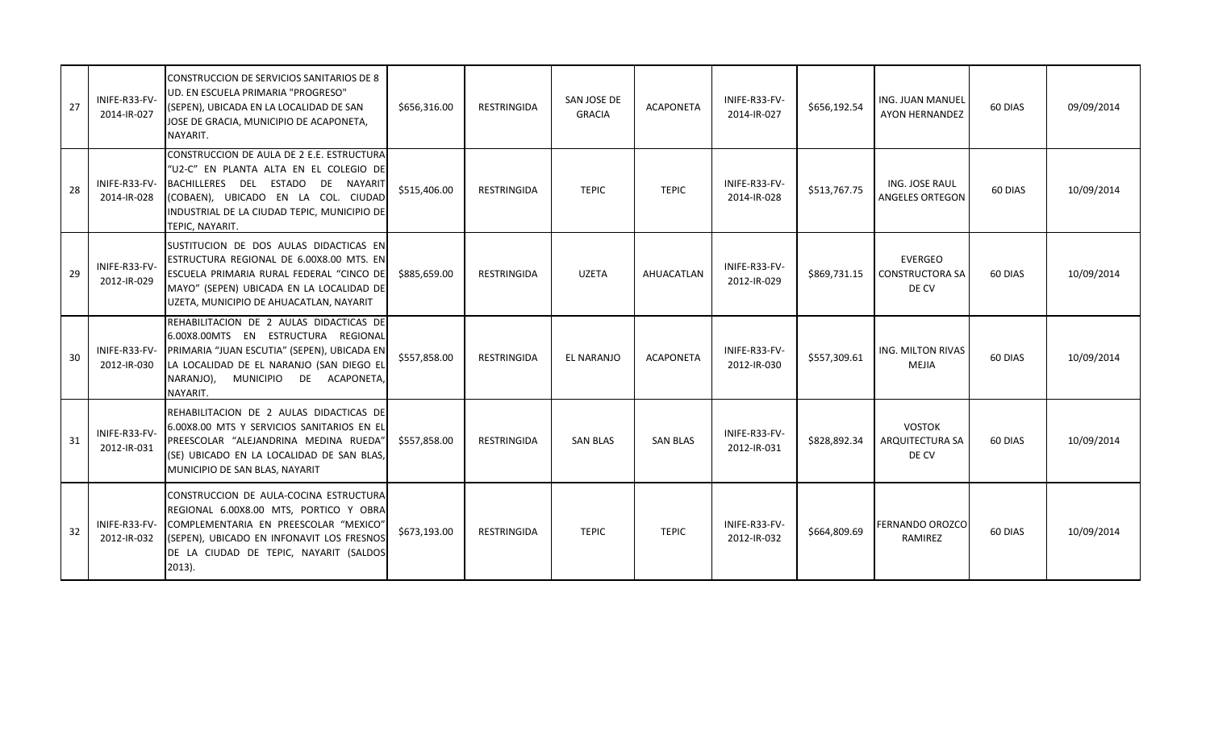| 27 | INIFE-R33-FV-2014-IR-027 | CONSTRUCCION DE SERVICIOS SANITARIOS DE 8 UD. EN ESCUELA PRIMARIA "PROGRESO" (SEPEN), UBICADA EN LA LOCALIDAD DE SAN JOSE DE GRACIA, MUNICIPIO DE ACAPONETA, NAYARIT. | $656,316.00 | RESTRINGIDA | SAN JOSE DE GRACIA | ACAPONETA | INIFE-R33-FV-2014-IR-027 | $656,192.54 | ING. JUAN MANUEL AYON HERNANDEZ | 60 DIAS | 09/09/2014 |
|---|---|---|---|---|---|---|---|---|---|---|---|
| 28 | INIFE-R33-FV-2014-IR-028 | CONSTRUCCION DE AULA DE 2 E.E. ESTRUCTURA "U2-C" EN PLANTA ALTA EN EL COLEGIO DE BACHILLERES DEL ESTADO DE NAYARIT (COBAEN), UBICADO EN LA COL. CIUDAD INDUSTRIAL DE LA CIUDAD TEPIC, MUNICIPIO DE TEPIC, NAYARIT. | $515,406.00 | RESTRINGIDA | TEPIC | TEPIC | INIFE-R33-FV-2014-IR-028 | $513,767.75 | ING. JOSE RAUL ANGELES ORTEGON | 60 DIAS | 10/09/2014 |
| 29 | INIFE-R33-FV-2012-IR-029 | SUSTITUCION DE DOS AULAS DIDACTICAS EN ESTRUCTURA REGIONAL DE 6.00X8.00 MTS. EN ESCUELA PRIMARIA RURAL FEDERAL "CINCO DE MAYO" (SEPEN) UBICADA EN LA LOCALIDAD DE UZETA, MUNICIPIO DE AHUACATLAN, NAYARIT | $885,659.00 | RESTRINGIDA | UZETA | AHUACATLAN | INIFE-R33-FV-2012-IR-029 | $869,731.15 | EVERGEO CONSTRUCTORA SA DE CV | 60 DIAS | 10/09/2014 |
| 30 | INIFE-R33-FV-2012-IR-030 | REHABILITACION DE 2 AULAS DIDACTICAS DE 6.00X8.00MTS EN ESTRUCTURA REGIONAL PRIMARIA "JUAN ESCUTIA" (SEPEN), UBICADA EN LA LOCALIDAD DE EL NARANJO (SAN DIEGO EL NARANJO), MUNICIPIO DE ACAPONETA, NAYARIT. | $557,858.00 | RESTRINGIDA | EL NARANJO | ACAPONETA | INIFE-R33-FV-2012-IR-030 | $557,309.61 | ING. MILTON RIVAS MEJIA | 60 DIAS | 10/09/2014 |
| 31 | INIFE-R33-FV-2012-IR-031 | REHABILITACION DE 2 AULAS DIDACTICAS DE 6.00X8.00 MTS Y SERVICIOS SANITARIOS EN EL PREESCOLAR "ALEJANDRINA MEDINA RUEDA" (SE) UBICADO EN LA LOCALIDAD DE SAN BLAS, MUNICIPIO DE SAN BLAS, NAYARIT | $557,858.00 | RESTRINGIDA | SAN BLAS | SAN BLAS | INIFE-R33-FV-2012-IR-031 | $828,892.34 | VOSTOK ARQUITECTURA SA DE CV | 60 DIAS | 10/09/2014 |
| 32 | INIFE-R33-FV-2012-IR-032 | CONSTRUCCION DE AULA-COCINA ESTRUCTURA REGIONAL 6.00X8.00 MTS, PORTICO Y OBRA COMPLEMENTARIA EN PREESCOLAR "MEXICO" (SEPEN), UBICADO EN INFONAVIT LOS FRESNOS DE LA CIUDAD DE TEPIC, NAYARIT (SALDOS 2013). | $673,193.00 | RESTRINGIDA | TEPIC | TEPIC | INIFE-R33-FV-2012-IR-032 | $664,809.69 | FERNANDO OROZCO RAMIREZ | 60 DIAS | 10/09/2014 |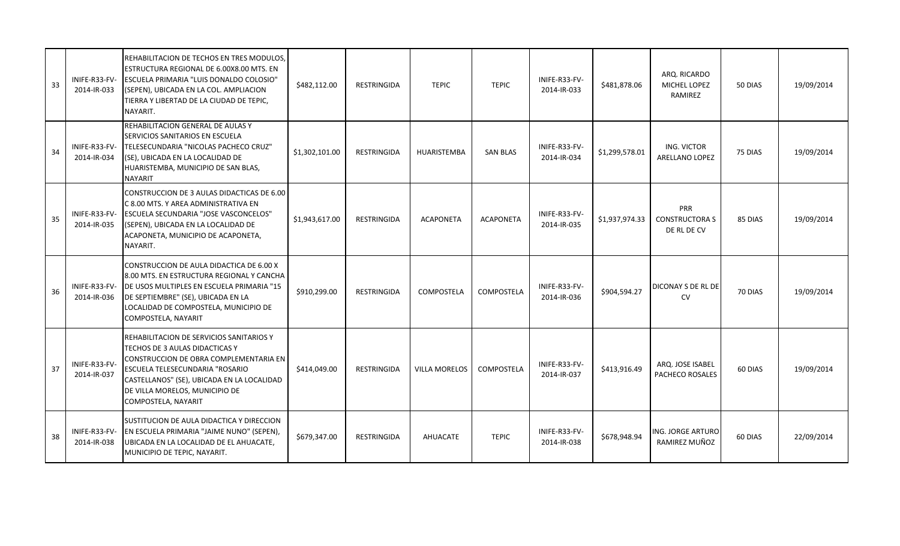| 33 | INIFE-R33-FV-2014-IR-033 | REHABILITACION DE TECHOS EN TRES MODULOS, ESTRUCTURA REGIONAL DE 6.00X8.00 MTS. EN ESCUELA PRIMARIA "LUIS DONALDO COLOSIO" (SEPEN), UBICADA EN LA COL. AMPLIACION TIERRA Y LIBERTAD DE LA CIUDAD DE TEPIC, NAYARIT. | $482,112.00 | RESTRINGIDA | TEPIC | TEPIC | INIFE-R33-FV-2014-IR-033 | $481,878.06 | ARQ. RICARDO MICHEL LOPEZ RAMIREZ | 50 DIAS | 19/09/2014 |
|---|---|---|---|---|---|---|---|---|---|---|---|
| 34 | INIFE-R33-FV-2014-IR-034 | REHABILITACION GENERAL DE AULAS Y SERVICIOS SANITARIOS EN ESCUELA TELESECUNDARIA "NICOLAS PACHECO CRUZ" (SE), UBICADA EN LA LOCALIDAD DE HUARISTEMBA, MUNICIPIO DE SAN BLAS, NAYARIT | $1,302,101.00 | RESTRINGIDA | HUARISTEMBA | SAN BLAS | INIFE-R33-FV-2014-IR-034 | $1,299,578.01 | ING. VICTOR ARELLANO LOPEZ | 75 DIAS | 19/09/2014 |
| 35 | INIFE-R33-FV-2014-IR-035 | CONSTRUCCION DE 3 AULAS DIDACTICAS DE 6.00 C 8.00 MTS. Y AREA ADMINISTRATIVA EN ESCUELA SECUNDARIA "JOSE VASCONCELOS" (SEPEN), UBICADA EN LA LOCALIDAD DE ACAPONETA, MUNICIPIO DE ACAPONETA, NAYARIT. | $1,943,617.00 | RESTRINGIDA | ACAPONETA | ACAPONETA | INIFE-R33-FV-2014-IR-035 | $1,937,974.33 | PRR CONSTRUCTORA S DE RL DE CV | 85 DIAS | 19/09/2014 |
| 36 | INIFE-R33-FV-2014-IR-036 | CONSTRUCCION DE AULA DIDACTICA DE 6.00 X 8.00 MTS. EN ESTRUCTURA REGIONAL Y CANCHA DE USOS MULTIPLES EN ESCUELA PRIMARIA "15 DE SEPTIEMBRE" (SE), UBICADA EN LA LOCALIDAD DE COMPOSTELA, MUNICIPIO DE COMPOSTELA, NAYARIT | $910,299.00 | RESTRINGIDA | COMPOSTELA | COMPOSTELA | INIFE-R33-FV-2014-IR-036 | $904,594.27 | DICONAY S DE RL DE CV | 70 DIAS | 19/09/2014 |
| 37 | INIFE-R33-FV-2014-IR-037 | REHABILITACION DE SERVICIOS SANITARIOS Y TECHOS DE 3 AULAS DIDACTICAS Y CONSTRUCCION DE OBRA COMPLEMENTARIA EN ESCUELA TELESECUNDARIA "ROSARIO CASTELLANOS" (SE), UBICADA EN LA LOCALIDAD DE VILLA MORELOS, MUNICIPIO DE COMPOSTELA, NAYARIT | $414,049.00 | RESTRINGIDA | VILLA MORELOS | COMPOSTELA | INIFE-R33-FV-2014-IR-037 | $413,916.49 | ARQ. JOSE ISABEL PACHECO ROSALES | 60 DIAS | 19/09/2014 |
| 38 | INIFE-R33-FV-2014-IR-038 | SUSTITUCION DE AULA DIDACTICA Y DIRECCION EN ESCUELA PRIMARIA "JAIME NUNO" (SEPEN), UBICADA EN LA LOCALIDAD DE EL AHUACATE, MUNICIPIO DE TEPIC, NAYARIT. | $679,347.00 | RESTRINGIDA | AHUACATE | TEPIC | INIFE-R33-FV-2014-IR-038 | $678,948.94 | ING. JORGE ARTURO RAMIREZ MUÑOZ | 60 DIAS | 22/09/2014 |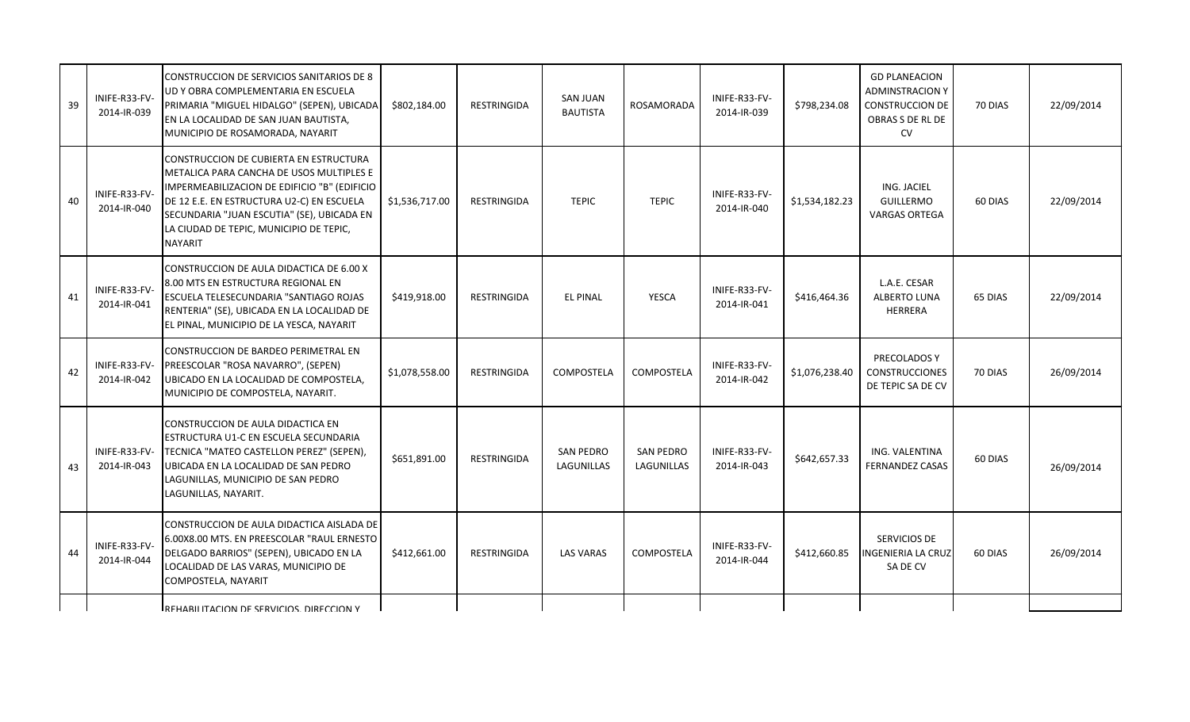| 39 | INIFE-R33-FV-2014-IR-039 | CONSTRUCCION DE SERVICIOS SANITARIOS DE 8 UD Y OBRA COMPLEMENTARIA EN ESCUELA PRIMARIA "MIGUEL HIDALGO" (SEPEN), UBICADA EN LA LOCALIDAD DE SAN JUAN BAUTISTA, MUNICIPIO DE ROSAMORADA, NAYARIT | $802,184.00 | RESTRINGIDA | SAN JUAN BAUTISTA | ROSAMORADA | INIFE-R33-FV-2014-IR-039 | $798,234.08 | GD PLANEACION ADMINSTRACION Y CONSTRUCCION DE OBRAS S DE RL DE CV | 70 DIAS | 22/09/2014 |
|---|---|---|---|---|---|---|---|---|---|---|---|
| 40 | INIFE-R33-FV-2014-IR-040 | CONSTRUCCION DE CUBIERTA EN ESTRUCTURA METALICA PARA CANCHA DE USOS MULTIPLES E IMPERMEABILIZACION DE EDIFICIO "B" (EDIFICIO DE 12 E.E. EN ESTRUCTURA U2-C) EN ESCUELA SECUNDARIA "JUAN ESCUTIA" (SE), UBICADA EN LA CIUDAD DE TEPIC, MUNICIPIO DE TEPIC, NAYARIT | $1,536,717.00 | RESTRINGIDA | TEPIC | TEPIC | INIFE-R33-FV-2014-IR-040 | $1,534,182.23 | ING. JACIEL GUILLERMO VARGAS ORTEGA | 60 DIAS | 22/09/2014 |
| 41 | INIFE-R33-FV-2014-IR-041 | CONSTRUCCION DE AULA DIDACTICA DE 6.00 X 8.00 MTS EN ESTRUCTURA REGIONAL EN ESCUELA TELESECUNDARIA "SANTIAGO ROJAS RENTERIA" (SE), UBICADA EN LA LOCALIDAD DE EL PINAL, MUNICIPIO DE LA YESCA, NAYARIT | $419,918.00 | RESTRINGIDA | EL PINAL | YESCA | INIFE-R33-FV-2014-IR-041 | $416,464.36 | L.A.E. CESAR ALBERTO LUNA HERRERA | 65 DIAS | 22/09/2014 |
| 42 | INIFE-R33-FV-2014-IR-042 | CONSTRUCCION DE BARDEO PERIMETRAL EN PREESCOLAR "ROSA NAVARRO", (SEPEN) UBICADO EN LA LOCALIDAD DE COMPOSTELA, MUNICIPIO DE COMPOSTELA, NAYARIT. | $1,078,558.00 | RESTRINGIDA | COMPOSTELA | COMPOSTELA | INIFE-R33-FV-2014-IR-042 | $1,076,238.40 | PRECOLADOS Y CONSTRUCCIONES DE TEPIC SA DE CV | 70 DIAS | 26/09/2014 |
| 43 | INIFE-R33-FV-2014-IR-043 | CONSTRUCCION DE AULA DIDACTICA EN ESTRUCTURA U1-C EN ESCUELA SECUNDARIA TECNICA "MATEO CASTELLON PEREZ" (SEPEN), UBICADA EN LA LOCALIDAD DE SAN PEDRO LAGUNILLAS, MUNICIPIO DE SAN PEDRO LAGUNILLAS, NAYARIT. | $651,891.00 | RESTRINGIDA | SAN PEDRO LAGUNILLAS | SAN PEDRO LAGUNILLAS | INIFE-R33-FV-2014-IR-043 | $642,657.33 | ING. VALENTINA FERNANDEZ CASAS | 60 DIAS | 26/09/2014 |
| 44 | INIFE-R33-FV-2014-IR-044 | CONSTRUCCION DE AULA DIDACTICA AISLADA DE 6.00X8.00 MTS. EN PREESCOLAR "RAUL ERNESTO DELGADO BARRIOS" (SEPEN), UBICADO EN LA LOCALIDAD DE LAS VARAS, MUNICIPIO DE COMPOSTELA, NAYARIT | $412,661.00 | RESTRINGIDA | LAS VARAS | COMPOSTELA | INIFE-R33-FV-2014-IR-044 | $412,660.85 | SERVICIOS DE INGENIERIA LA CRUZ SA DE CV | 60 DIAS | 26/09/2014 |
| | | REHABILITACION DE SERVICIOS, DIRECCION Y | | | | | | | | | |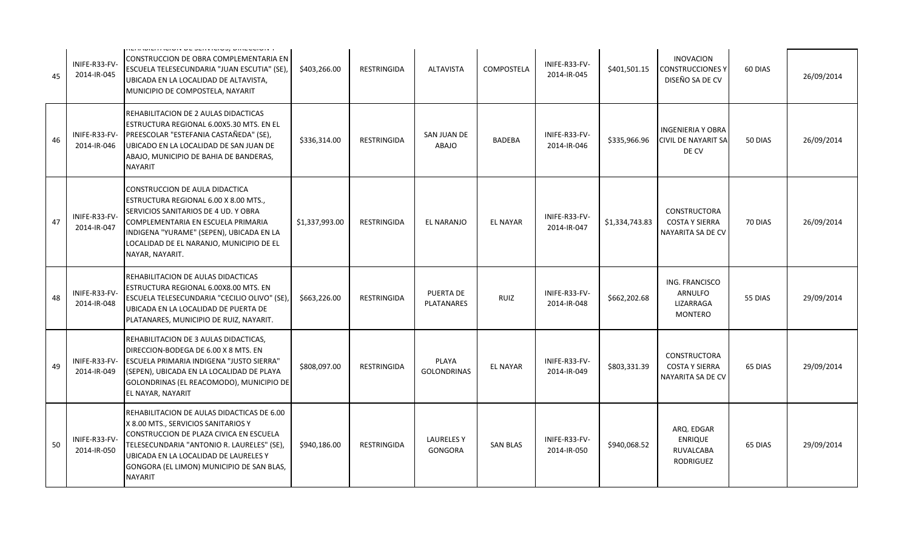| 45 | INIFE-R33-FV-2014-IR-045 | REHABILITACION DE SERVICIOS, DIRECCION Y CONSTRUCCION DE OBRA COMPLEMENTARIA EN ESCUELA TELESECUNDARIA "JUAN ESCUTIA" (SE), UBICADA EN LA LOCALIDAD DE ALTAVISTA, MUNICIPIO DE COMPOSTELA, NAYARIT | $403,266.00 | RESTRINGIDA | ALTAVISTA | COMPOSTELA | INIFE-R33-FV-2014-IR-045 | $401,501.15 | INOVACION CONSTRUCCIONES Y DISEÑO SA DE CV | 60 DIAS | 26/09/2014 |
|---|---|---|---|---|---|---|---|---|---|---|---|
| 46 | INIFE-R33-FV-2014-IR-046 | REHABILITACION DE 2 AULAS DIDACTICAS ESTRUCTURA REGIONAL 6.00X5.30 MTS. EN EL PREESCOLAR "ESTEFANIA CASTAÑEDA" (SE), UBICADO EN LA LOCALIDAD DE SAN JUAN DE ABAJO, MUNICIPIO DE BAHIA DE BANDERAS, NAYARIT | $336,314.00 | RESTRINGIDA | SAN JUAN DE ABAJO | BADEBA | INIFE-R33-FV-2014-IR-046 | $335,966.96 | INGENIERIA Y OBRA CIVIL DE NAYARIT SA DE CV | 50 DIAS | 26/09/2014 |
| 47 | INIFE-R33-FV-2014-IR-047 | CONSTRUCCION DE AULA DIDACTICA ESTRUCTURA REGIONAL 6.00 X 8.00 MTS., SERVICIOS SANITARIOS DE 4 UD. Y OBRA COMPLEMENTARIA EN ESCUELA PRIMARIA INDIGENA "YURAME" (SEPEN), UBICADA EN LA LOCALIDAD DE EL NARANJO, MUNICIPIO DE EL NAYAR, NAYARIT. | $1,337,993.00 | RESTRINGIDA | EL NARANJO | EL NAYAR | INIFE-R33-FV-2014-IR-047 | $1,334,743.83 | CONSTRUCTORA COSTA Y SIERRA NAYARITA SA DE CV | 70 DIAS | 26/09/2014 |
| 48 | INIFE-R33-FV-2014-IR-048 | REHABILITACION DE AULAS DIDACTICAS ESTRUCTURA REGIONAL 6.00X8.00 MTS. EN ESCUELA TELESECUNDARIA "CECILIO OLIVO" (SE), UBICADA EN LA LOCALIDAD DE PUERTA DE PLATANARES, MUNICIPIO DE RUIZ, NAYARIT. | $663,226.00 | RESTRINGIDA | PUERTA DE PLATANARES | RUIZ | INIFE-R33-FV-2014-IR-048 | $662,202.68 | ING. FRANCISCO ARNULFO LIZARRAGA MONTERO | 55 DIAS | 29/09/2014 |
| 49 | INIFE-R33-FV-2014-IR-049 | REHABILITACION DE 3 AULAS DIDACTICAS, DIRECCION-BODEGA DE 6.00 X 8 MTS. EN ESCUELA PRIMARIA INDIGENA "JUSTO SIERRA" (SEPEN), UBICADA EN LA LOCALIDAD DE PLAYA GOLONDRINAS (EL REACOMODO), MUNICIPIO DE EL NAYAR, NAYARIT | $808,097.00 | RESTRINGIDA | PLAYA GOLONDRINAS | EL NAYAR | INIFE-R33-FV-2014-IR-049 | $803,331.39 | CONSTRUCTORA COSTA Y SIERRA NAYARITA SA DE CV | 65 DIAS | 29/09/2014 |
| 50 | INIFE-R33-FV-2014-IR-050 | REHABILITACION DE AULAS DIDACTICAS DE 6.00 X 8.00 MTS., SERVICIOS SANITARIOS Y CONSTRUCCION DE PLAZA CIVICA EN ESCUELA TELESECUNDARIA "ANTONIO R. LAURELES" (SE), UBICADA EN LA LOCALIDAD DE LAURELES Y GONGORA (EL LIMON) MUNICIPIO DE SAN BLAS, NAYARIT | $940,186.00 | RESTRINGIDA | LAURELES Y GONGORA | SAN BLAS | INIFE-R33-FV-2014-IR-050 | $940,068.52 | ARQ. EDGAR ENRIQUE RUVALCABA RODRIGUEZ | 65 DIAS | 29/09/2014 |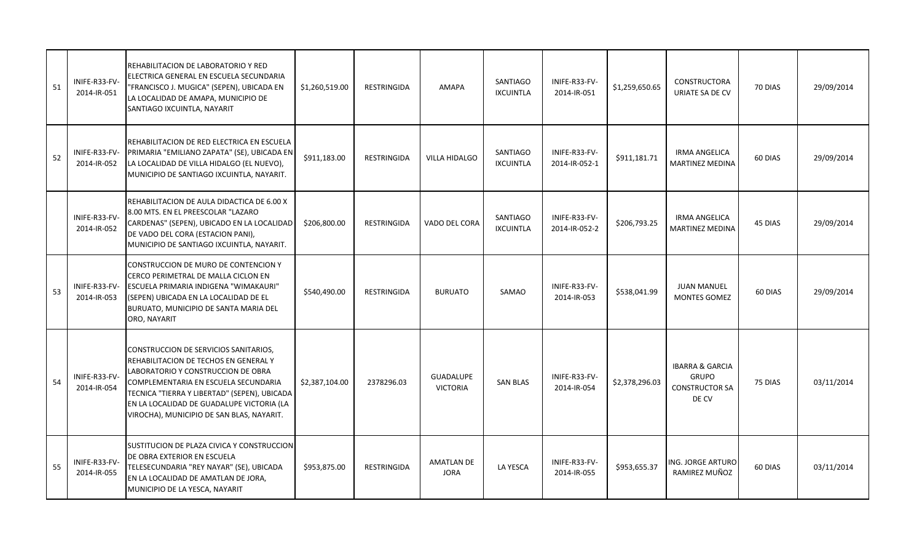| | | | | | | | | | | | |
|---|---|---|---|---|---|---|---|---|---|---|---|
| 51 | INIFE-R33-FV-2014-IR-051 | REHABILITACION DE LABORATORIO Y RED ELECTRICA GENERAL EN ESCUELA SECUNDARIA "FRANCISCO J. MUGICA" (SEPEN), UBICADA EN LA LOCALIDAD DE AMAPA, MUNICIPIO DE SANTIAGO IXCUINTLA, NAYARIT | $1,260,519.00 | RESTRINGIDA | AMAPA | SANTIAGO IXCUINTLA | INIFE-R33-FV-2014-IR-051 | $1,259,650.65 | CONSTRUCTORA URIATE SA DE CV | 70 DIAS | 29/09/2014 |
| 52 | INIFE-R33-FV-2014-IR-052 | REHABILITACION DE RED ELECTRICA EN ESCUELA PRIMARIA "EMILIANO ZAPATA" (SE), UBICADA EN LA LOCALIDAD DE VILLA HIDALGO (EL NUEVO), MUNICIPIO DE SANTIAGO IXCUINTLA, NAYARIT. | $911,183.00 | RESTRINGIDA | VILLA HIDALGO | SANTIAGO IXCUINTLA | INIFE-R33-FV-2014-IR-052-1 | $911,181.71 | IRMA ANGELICA MARTINEZ MEDINA | 60 DIAS | 29/09/2014 |
| | INIFE-R33-FV-2014-IR-052 | REHABILITACION DE AULA DIDACTICA DE 6.00 X 8.00 MTS. EN EL PREESCOLAR "LAZARO CARDENAS" (SEPEN), UBICADO EN LA LOCALIDAD DE VADO DEL CORA (ESTACION PANI), MUNICIPIO DE SANTIAGO IXCUINTLA, NAYARIT. | $206,800.00 | RESTRINGIDA | VADO DEL CORA | SANTIAGO IXCUINTLA | INIFE-R33-FV-2014-IR-052-2 | $206,793.25 | IRMA ANGELICA MARTINEZ MEDINA | 45 DIAS | 29/09/2014 |
| 53 | INIFE-R33-FV-2014-IR-053 | CONSTRUCCION DE MURO DE CONTENCION Y CERCO PERIMETRAL DE MALLA CICLON EN ESCUELA PRIMARIA INDIGENA "WIMAKAURI" (SEPEN) UBICADA EN LA LOCALIDAD DE EL BURUATO, MUNICIPIO DE SANTA MARIA DEL ORO, NAYARIT | $540,490.00 | RESTRINGIDA | BURUATO | SAMAO | INIFE-R33-FV-2014-IR-053 | $538,041.99 | JUAN MANUEL MONTES GOMEZ | 60 DIAS | 29/09/2014 |
| 54 | INIFE-R33-FV-2014-IR-054 | CONSTRUCCION DE SERVICIOS SANITARIOS, REHABILITACION DE TECHOS EN GENERAL Y LABORATORIO Y CONSTRUCCION DE OBRA COMPLEMENTARIA EN ESCUELA SECUNDARIA TECNICA "TIERRA Y LIBERTAD" (SEPEN), UBICADA EN LA LOCALIDAD DE GUADALUPE VICTORIA (LA VIROCHA), MUNICIPIO DE SAN BLAS, NAYARIT. | $2,387,104.00 | 2378296.03 | GUADALUPE VICTORIA | SAN BLAS | INIFE-R33-FV-2014-IR-054 | $2,378,296.03 | IBARRA & GARCIA GRUPO CONSTRUCTOR SA DE CV | 75 DIAS | 03/11/2014 |
| 55 | INIFE-R33-FV-2014-IR-055 | SUSTITUCION DE PLAZA CIVICA Y CONSTRUCCION DE OBRA EXTERIOR EN ESCUELA TELESECUNDARIA "REY NAYAR" (SE), UBICADA EN LA LOCALIDAD DE AMATLAN DE JORA, MUNICIPIO DE LA YESCA, NAYARIT | $953,875.00 | RESTRINGIDA | AMATLAN DE JORA | LA YESCA | INIFE-R33-FV-2014-IR-055 | $953,655.37 | ING. JORGE ARTURO RAMIREZ MUÑOZ | 60 DIAS | 03/11/2014 |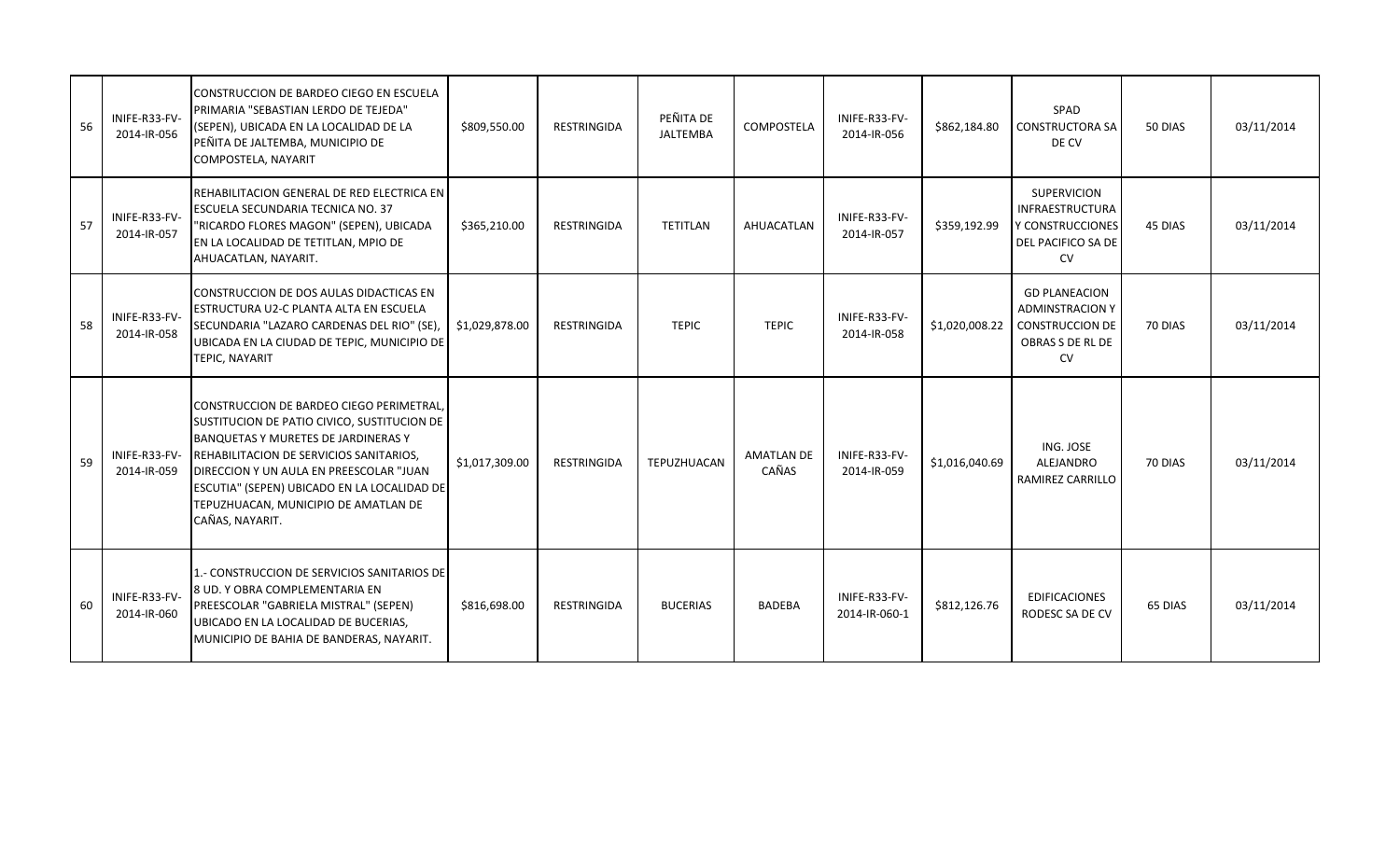| 56 | INIFE-R33-FV-2014-IR-056 | CONSTRUCCION DE BARDEO CIEGO EN ESCUELA PRIMARIA "SEBASTIAN LERDO DE TEJEDA" (SEPEN), UBICADA EN LA LOCALIDAD DE LA PEÑITA DE JALTEMBA, MUNICIPIO DE COMPOSTELA, NAYARIT | $809,550.00 | RESTRINGIDA | PEÑITA DE JALTEMBA | COMPOSTELA | INIFE-R33-FV-2014-IR-056 | $862,184.80 | SPAD CONSTRUCTORA SA DE CV | 50 DIAS | 03/11/2014 |
|---|---|---|---|---|---|---|---|---|---|---|---|
| 57 | INIFE-R33-FV-2014-IR-057 | REHABILITACION GENERAL DE RED ELECTRICA EN ESCUELA SECUNDARIA TECNICA NO. 37 "RICARDO FLORES MAGON" (SEPEN), UBICADA EN LA LOCALIDAD DE TETITLAN, MPIO DE AHUACATLAN, NAYARIT. | $365,210.00 | RESTRINGIDA | TETITLAN | AHUACATLAN | INIFE-R33-FV-2014-IR-057 | $359,192.99 | SUPERVICION INFRAESTRUCTURA Y CONSTRUCCIONES DEL PACIFICO SA DE CV | 45 DIAS | 03/11/2014 |
| 58 | INIFE-R33-FV-2014-IR-058 | CONSTRUCCION DE DOS AULAS DIDACTICAS EN ESTRUCTURA U2-C PLANTA ALTA EN ESCUELA SECUNDARIA "LAZARO CARDENAS DEL RIO" (SE), UBICADA EN LA CIUDAD DE TEPIC, MUNICIPIO DE TEPIC, NAYARIT | $1,029,878.00 | RESTRINGIDA | TEPIC | TEPIC | INIFE-R33-FV-2014-IR-058 | $1,020,008.22 | GD PLANEACION ADMINSTRACION Y CONSTRUCCION DE OBRAS S DE RL DE CV | 70 DIAS | 03/11/2014 |
| 59 | INIFE-R33-FV-2014-IR-059 | CONSTRUCCION DE BARDEO CIEGO PERIMETRAL, SUSTITUCION DE PATIO CIVICO, SUSTITUCION DE BANQUETAS Y MURETES DE JARDINERAS Y REHABILITACION DE SERVICIOS SANITARIOS, DIRECCION Y UN AULA EN PREESCOLAR "JUAN ESCUTIA" (SEPEN) UBICADO EN LA LOCALIDAD DE TEPUZHUACAN, MUNICIPIO DE AMATLAN DE CAÑAS, NAYARIT. | $1,017,309.00 | RESTRINGIDA | TEPUZHUACAN | AMATLAN DE CAÑAS | INIFE-R33-FV-2014-IR-059 | $1,016,040.69 | ING. JOSE ALEJANDRO RAMIREZ CARRILLO | 70 DIAS | 03/11/2014 |
| 60 | INIFE-R33-FV-2014-IR-060 | 1.- CONSTRUCCION DE SERVICIOS SANITARIOS DE 8 UD. Y OBRA COMPLEMENTARIA EN PREESCOLAR "GABRIELA MISTRAL" (SEPEN) UBICADO EN LA LOCALIDAD DE BUCERIAS, MUNICIPIO DE BAHIA DE BANDERAS, NAYARIT. | $816,698.00 | RESTRINGIDA | BUCERIAS | BADEBA | INIFE-R33-FV-2014-IR-060-1 | $812,126.76 | EDIFICACIONES RODESC SA DE CV | 65 DIAS | 03/11/2014 |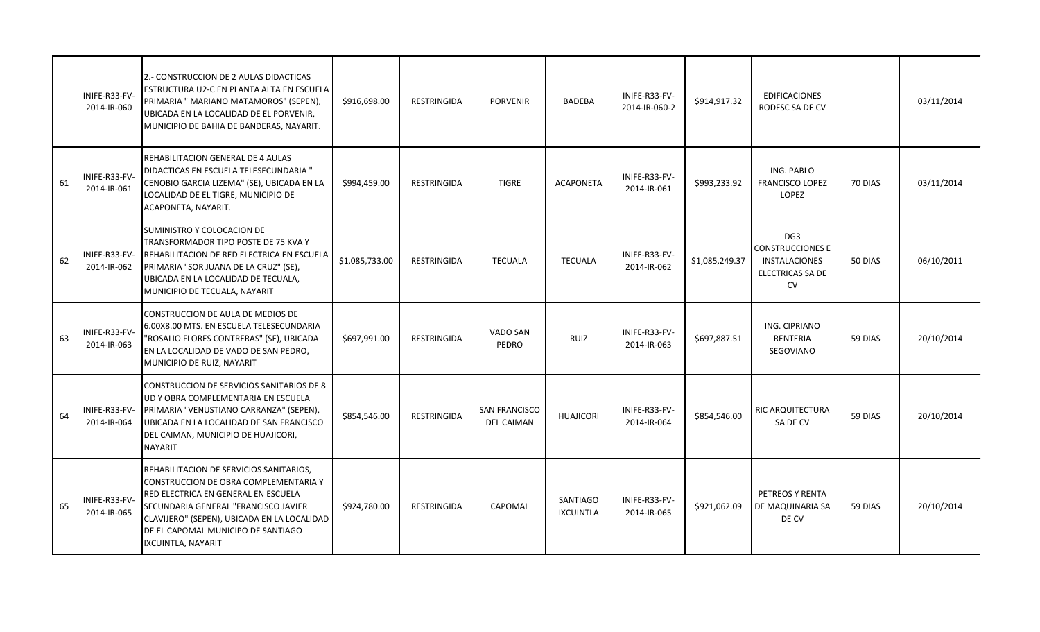| | | | | | | | | | | | |
|---|---|---|---|---|---|---|---|---|---|---|---|
| | INIFE-R33-FV-2014-IR-060 | 2.- CONSTRUCCION DE 2 AULAS DIDACTICAS ESTRUCTURA U2-C EN PLANTA ALTA EN ESCUELA PRIMARIA " MARIANO MATAMOROS" (SEPEN), UBICADA EN LA LOCALIDAD DE EL PORVENIR, MUNICIPIO DE BAHIA DE BANDERAS, NAYARIT. | $916,698.00 | RESTRINGIDA | PORVENIR | BADEBA | INIFE-R33-FV-2014-IR-060-2 | $914,917.32 | EDIFICACIONES RODESC SA DE CV | | 03/11/2014 |
| 61 | INIFE-R33-FV-2014-IR-061 | REHABILITACION GENERAL DE 4 AULAS DIDACTICAS EN ESCUELA TELESECUNDARIA " CENOBIO GARCIA LIZEMA" (SE), UBICADA EN LA LOCALIDAD DE EL TIGRE, MUNICIPIO DE ACAPONETA, NAYARIT. | $994,459.00 | RESTRINGIDA | TIGRE | ACAPONETA | INIFE-R33-FV-2014-IR-061 | $993,233.92 | ING. PABLO FRANCISCO LOPEZ LOPEZ | 70 DIAS | 03/11/2014 |
| 62 | INIFE-R33-FV-2014-IR-062 | SUMINISTRO Y COLOCACION DE TRANSFORMADOR TIPO POSTE DE 75 KVA Y REHABILITACION DE RED ELECTRICA EN ESCUELA PRIMARIA "SOR JUANA DE LA CRUZ" (SE), UBICADA EN LA LOCALIDAD DE TECUALA, MUNICIPIO DE TECUALA, NAYARIT | $1,085,733.00 | RESTRINGIDA | TECUALA | TECUALA | INIFE-R33-FV-2014-IR-062 | $1,085,249.37 | DG3 CONSTRUCCIONES E INSTALACIONES ELECTRICAS SA DE CV | 50 DIAS | 06/10/2011 |
| 63 | INIFE-R33-FV-2014-IR-063 | CONSTRUCCION DE AULA DE MEDIOS DE 6.00X8.00 MTS. EN ESCUELA TELESECUNDARIA "ROSALIO FLORES CONTRERAS" (SE), UBICADA EN LA LOCALIDAD DE VADO DE SAN PEDRO, MUNICIPIO DE RUIZ, NAYARIT | $697,991.00 | RESTRINGIDA | VADO SAN PEDRO | RUIZ | INIFE-R33-FV-2014-IR-063 | $697,887.51 | ING. CIPRIANO RENTERIA SEGOVIANO | 59 DIAS | 20/10/2014 |
| 64 | INIFE-R33-FV-2014-IR-064 | CONSTRUCCION DE SERVICIOS SANITARIOS DE 8 UD Y OBRA COMPLEMENTARIA EN ESCUELA PRIMARIA "VENUSTIANO CARRANZA" (SEPEN), UBICADA EN LA LOCALIDAD DE SAN FRANCISCO DEL CAIMAN, MUNICIPIO DE HUAJICORI, NAYARIT | $854,546.00 | RESTRINGIDA | SAN FRANCISCO DEL CAIMAN | HUAJICORI | INIFE-R33-FV-2014-IR-064 | $854,546.00 | RIC ARQUITECTURA SA DE CV | 59 DIAS | 20/10/2014 |
| 65 | INIFE-R33-FV-2014-IR-065 | REHABILITACION DE SERVICIOS SANITARIOS, CONSTRUCCION DE OBRA COMPLEMENTARIA Y RED ELECTRICA EN GENERAL EN ESCUELA SECUNDARIA GENERAL "FRANCISCO JAVIER CLAVIJERO" (SEPEN), UBICADA EN LA LOCALIDAD DE EL CAPOMAL MUNICIPIO DE SANTIAGO IXCUINTLA, NAYARIT | $924,780.00 | RESTRINGIDA | CAPOMAL | SANTIAGO IXCUINTLA | INIFE-R33-FV-2014-IR-065 | $921,062.09 | PETREOS Y RENTA DE MAQUINARIA SA DE CV | 59 DIAS | 20/10/2014 |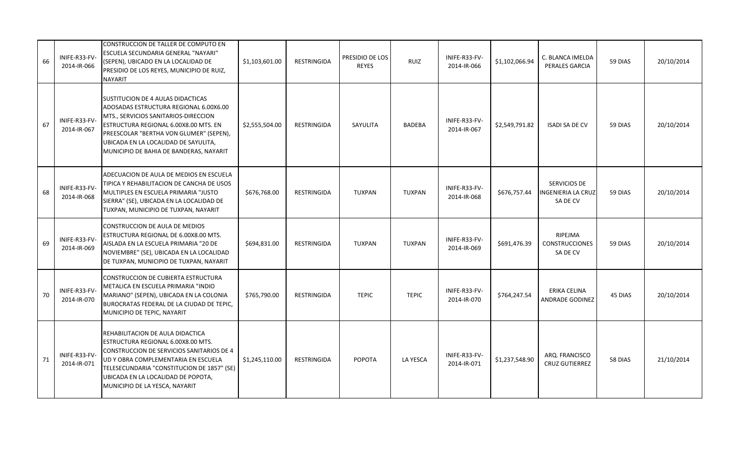| | | | | | | | | | | | |
|---|---|---|---|---|---|---|---|---|---|---|---|
| 66 | INIFE-R33-FV-2014-IR-066 | CONSTRUCCION DE TALLER DE COMPUTO EN ESCUELA SECUNDARIA GENERAL "NAYARI" (SEPEN), UBICADO EN LA LOCALIDAD DE PRESIDIO DE LOS REYES, MUNICIPIO DE RUIZ, NAYARIT | $1,103,601.00 | RESTRINGIDA | PRESIDIO DE LOS REYES | RUIZ | INIFE-R33-FV-2014-IR-066 | $1,102,066.94 | C. BLANCA IMELDA PERALES GARCIA | 59 DIAS | 20/10/2014 |
| 67 | INIFE-R33-FV-2014-IR-067 | SUSTITUCION DE 4 AULAS DIDACTICAS ADOSADAS ESTRUCTURA REGIONAL 6.00X6.00 MTS., SERVICIOS SANITARIOS-DIRECCION ESTRUCTURA REGIONAL 6.00X8.00 MTS. EN PREESCOLAR "BERTHA VON GLUMER" (SEPEN), UBICADA EN LA LOCALIDAD DE SAYULITA, MUNICIPIO DE BAHIA DE BANDERAS, NAYARIT | $2,555,504.00 | RESTRINGIDA | SAYULITA | BADEBA | INIFE-R33-FV-2014-IR-067 | $2,549,791.82 | ISADI SA DE CV | 59 DIAS | 20/10/2014 |
| 68 | INIFE-R33-FV-2014-IR-068 | ADECUACION DE AULA DE MEDIOS EN ESCUELA TIPICA Y REHABILITACION DE CANCHA DE USOS MULTIPLES EN ESCUELA PRIMARIA "JUSTO SIERRA" (SE), UBICADA EN LA LOCALIDAD DE TUXPAN, MUNICIPIO DE TUXPAN, NAYARIT | $676,768.00 | RESTRINGIDA | TUXPAN | TUXPAN | INIFE-R33-FV-2014-IR-068 | $676,757.44 | SERVICIOS DE INGENIERIA LA CRUZ SA DE CV | 59 DIAS | 20/10/2014 |
| 69 | INIFE-R33-FV-2014-IR-069 | CONSTRUCCION DE AULA DE MEDIOS ESTRUCTURA REGIONAL DE 6.00X8.00 MTS. AISLADA EN LA ESCUELA PRIMARIA "20 DE NOVIEMBRE" (SE), UBICADA EN LA LOCALIDAD DE TUXPAN, MUNICIPIO DE TUXPAN, NAYARIT | $694,831.00 | RESTRINGIDA | TUXPAN | TUXPAN | INIFE-R33-FV-2014-IR-069 | $691,476.39 | RIPEJMA CONSTRUCCIONES SA DE CV | 59 DIAS | 20/10/2014 |
| 70 | INIFE-R33-FV-2014-IR-070 | CONSTRUCCION DE CUBIERTA ESTRUCTURA METALICA EN ESCUELA PRIMARIA "INDIO MARIANO" (SEPEN), UBICADA EN LA COLONIA BUROCRATAS FEDERAL DE LA CIUDAD DE TEPIC, MUNICIPIO DE TEPIC, NAYARIT | $765,790.00 | RESTRINGIDA | TEPIC | TEPIC | INIFE-R33-FV-2014-IR-070 | $764,247.54 | ERIKA CELINA ANDRADE GODINEZ | 45 DIAS | 20/10/2014 |
| 71 | INIFE-R33-FV-2014-IR-071 | REHABILITACION DE AULA DIDACTICA ESTRUCTURA REGIONAL 6.00X8.00 MTS. CONSTRUCCION DE SERVICIOS SANITARIOS DE 4 UD Y OBRA COMPLEMENTARIA EN ESCUELA TELESECUNDARIA "CONSTITUCION DE 1857" (SE) UBICADA EN LA LOCALIDAD DE POPOTA, MUNICIPIO DE LA YESCA, NAYARIT | $1,245,110.00 | RESTRINGIDA | POPOTA | LA YESCA | INIFE-R33-FV-2014-IR-071 | $1,237,548.90 | ARQ. FRANCISCO CRUZ GUTIERREZ | 58 DIAS | 21/10/2014 |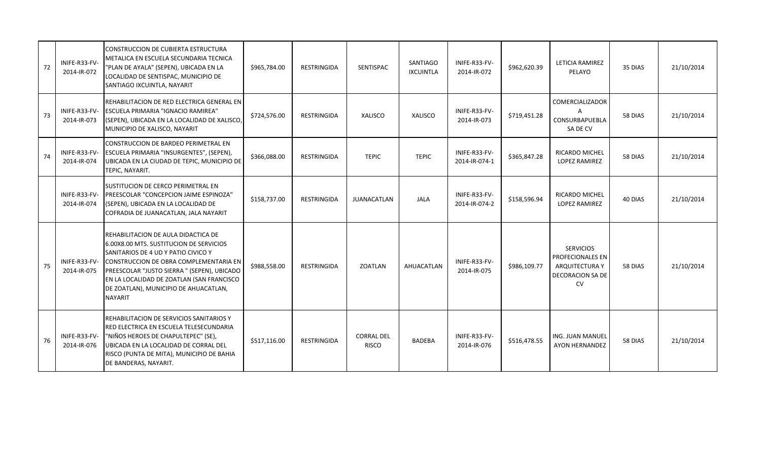| 72 | INIFE-R33-FV-2014-IR-072 | CONSTRUCCION DE CUBIERTA ESTRUCTURA METALICA EN ESCUELA SECUNDARIA TECNICA "PLAN DE AYALA" (SEPEN), UBICADA EN LA LOCALIDAD DE SENTISPAC, MUNICIPIO DE SANTIAGO IXCUINTLA, NAYARIT | $965,784.00 | RESTRINGIDA | SENTISPAC | SANTIAGO IXCUINTLA | INIFE-R33-FV-2014-IR-072 | $962,620.39 | LETICIA RAMIREZ PELAYO | 35 DIAS | 21/10/2014 |
|---|---|---|---|---|---|---|---|---|---|---|---|
| 73 | INIFE-R33-FV-2014-IR-073 | REHABILITACION DE RED ELECTRICA GENERAL EN ESCUELA PRIMARIA "IGNACIO RAMIREA" (SEPEN), UBICADA EN LA LOCALIDAD DE XALISCO, MUNICIPIO DE XALISCO, NAYARIT | $724,576.00 | RESTRINGIDA | XALISCO | XALISCO | INIFE-R33-FV-2014-IR-073 | $719,451.28 | COMERCIALIZADOR A CONSURBAPUEBLA SA DE CV | 58 DIAS | 21/10/2014 |
| 74 | INIFE-R33-FV-2014-IR-074 | CONSTRUCCION DE BARDEO PERIMETRAL EN ESCUELA PRIMARIA "INSURGENTES", (SEPEN), UBICADA EN LA CIUDAD DE TEPIC, MUNICIPIO DE TEPIC, NAYARIT. | $366,088.00 | RESTRINGIDA | TEPIC | TEPIC | INIFE-R33-FV-2014-IR-074-1 | $365,847.28 | RICARDO MICHEL LOPEZ RAMIREZ | 58 DIAS | 21/10/2014 |
| | INIFE-R33-FV-2014-IR-074 | SUSTITUCION DE CERCO PERIMETRAL EN PREESCOLAR "CONCEPCION JAIME ESPINOZA" (SEPEN), UBICADA EN LA LOCALIDAD DE COFRADIA DE JUANACATLAN, JALA NAYARIT | $158,737.00 | RESTRINGIDA | JUANACATLAN | JALA | INIFE-R33-FV-2014-IR-074-2 | $158,596.94 | RICARDO MICHEL LOPEZ RAMIREZ | 40 DIAS | 21/10/2014 |
| 75 | INIFE-R33-FV-2014-IR-075 | REHABILITACION DE AULA DIDACTICA DE 6.00X8.00 MTS. SUSTITUCION DE SERVICIOS SANITARIOS DE 4 UD Y PATIO CIVICO Y CONSTRUCCION DE OBRA COMPLEMENTARIA EN PREESCOLAR "JUSTO SIERRA " (SEPEN), UBICADO EN LA LOCALIDAD DE ZOATLAN (SAN FRANCISCO DE ZOATLAN), MUNICIPIO DE AHUACATLAN, NAYARIT | $988,558.00 | RESTRINGIDA | ZOATLAN | AHUACATLAN | INIFE-R33-FV-2014-IR-075 | $986,109.77 | SERVICIOS PROFECIONALES EN ARQUITECTURA Y DECORACION SA DE CV | 58 DIAS | 21/10/2014 |
| 76 | INIFE-R33-FV-2014-IR-076 | REHABILITACION DE SERVICIOS SANITARIOS Y RED ELECTRICA EN ESCUELA TELESECUNDARIA "NIÑOS HEROES DE CHAPULTEPEC" (SE), UBICADA EN LA LOCALIDAD DE CORRAL DEL RISCO (PUNTA DE MITA), MUNICIPIO DE BAHIA DE BANDERAS, NAYARIT. | $517,116.00 | RESTRINGIDA | CORRAL DEL RISCO | BADEBA | INIFE-R33-FV-2014-IR-076 | $516,478.55 | ING. JUAN MANUEL AYON HERNANDEZ | 58 DIAS | 21/10/2014 |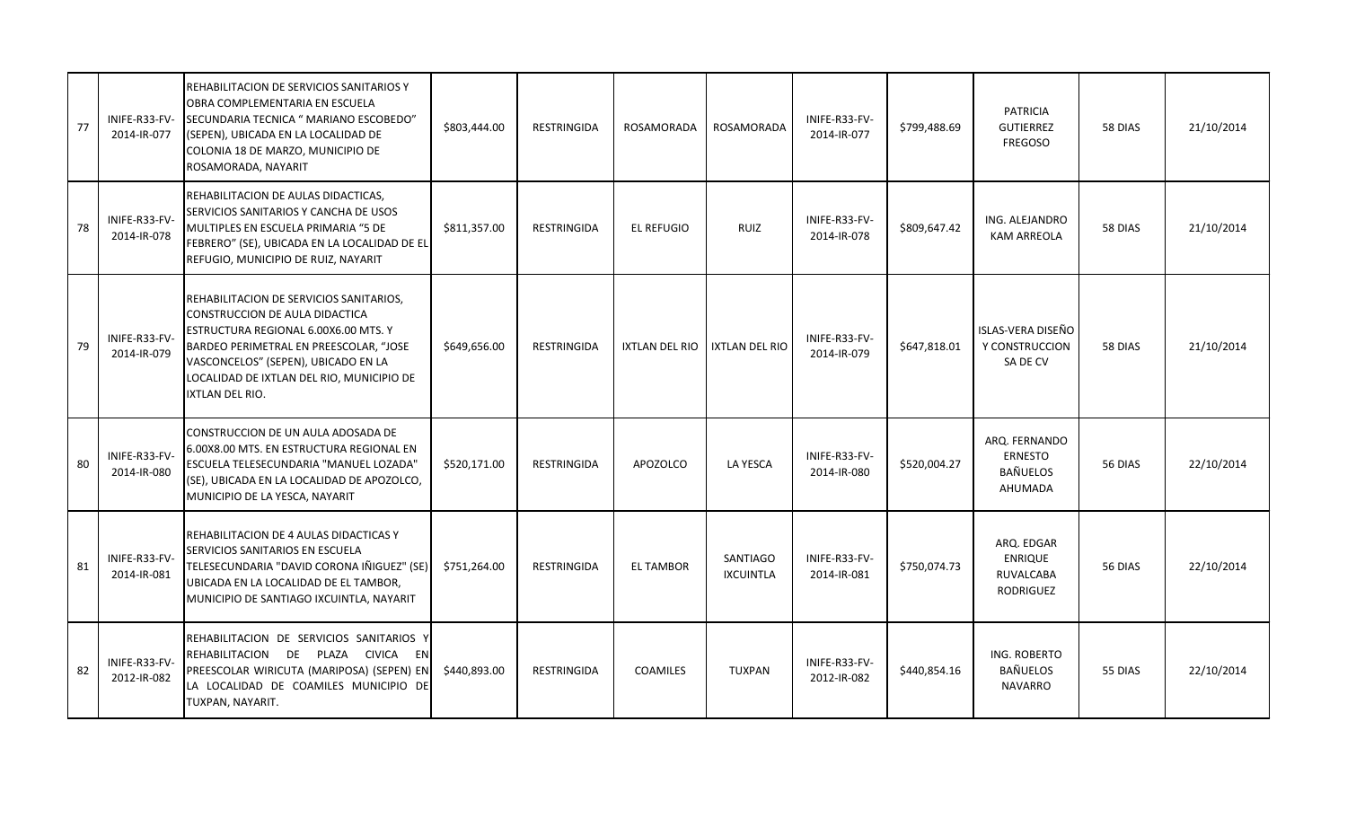| | | | | | | | | | | | |
|---|---|---|---|---|---|---|---|---|---|---|---|
| 77 | INIFE-R33-FV-2014-IR-077 | REHABILITACION DE SERVICIOS SANITARIOS Y OBRA COMPLEMENTARIA EN ESCUELA SECUNDARIA TECNICA " MARIANO ESCOBEDO" (SEPEN), UBICADA EN LA LOCALIDAD DE COLONIA 18 DE MARZO, MUNICIPIO DE ROSAMORADA, NAYARIT | $803,444.00 | RESTRINGIDA | ROSAMORADA | ROSAMORADA | INIFE-R33-FV-2014-IR-077 | $799,488.69 | PATRICIA GUTIERREZ FREGOSO | 58 DIAS | 21/10/2014 |
| 78 | INIFE-R33-FV-2014-IR-078 | REHABILITACION DE AULAS DIDACTICAS, SERVICIOS SANITARIOS Y CANCHA DE USOS MULTIPLES EN ESCUELA PRIMARIA "5 DE FEBRERO" (SE), UBICADA EN LA LOCALIDAD DE EL REFUGIO, MUNICIPIO DE RUIZ, NAYARIT | $811,357.00 | RESTRINGIDA | EL REFUGIO | RUIZ | INIFE-R33-FV-2014-IR-078 | $809,647.42 | ING. ALEJANDRO KAM ARREOLA | 58 DIAS | 21/10/2014 |
| 79 | INIFE-R33-FV-2014-IR-079 | REHABILITACION DE SERVICIOS SANITARIOS, CONSTRUCCION DE AULA DIDACTICA ESTRUCTURA REGIONAL 6.00X6.00 MTS. Y BARDEO PERIMETRAL EN PREESCOLAR, "JOSE VASCONCELOS" (SEPEN), UBICADO EN LA LOCALIDAD DE IXTLAN DEL RIO, MUNICIPIO DE IXTLAN DEL RIO. | $649,656.00 | RESTRINGIDA | IXTLAN DEL RIO | IXTLAN DEL RIO | INIFE-R33-FV-2014-IR-079 | $647,818.01 | ISLAS-VERA DISEÑO Y CONSTRUCCION SA DE CV | 58 DIAS | 21/10/2014 |
| 80 | INIFE-R33-FV-2014-IR-080 | CONSTRUCCION DE UN AULA ADOSADA DE 6.00X8.00 MTS. EN ESTRUCTURA REGIONAL EN ESCUELA TELESECUNDARIA "MANUEL LOZADA" (SE), UBICADA EN LA LOCALIDAD DE APOZOLCO, MUNICIPIO DE LA YESCA, NAYARIT | $520,171.00 | RESTRINGIDA | APOZOLCO | LA YESCA | INIFE-R33-FV-2014-IR-080 | $520,004.27 | ARQ. FERNANDO ERNESTO BAÑUELOS AHUMADA | 56 DIAS | 22/10/2014 |
| 81 | INIFE-R33-FV-2014-IR-081 | REHABILITACION DE 4 AULAS DIDACTICAS Y SERVICIOS SANITARIOS EN ESCUELA TELESECUNDARIA "DAVID CORONA IÑIGUEZ" (SE) UBICADA EN LA LOCALIDAD DE EL TAMBOR, MUNICIPIO DE SANTIAGO IXCUINTLA, NAYARIT | $751,264.00 | RESTRINGIDA | EL TAMBOR | SANTIAGO IXCUINTLA | INIFE-R33-FV-2014-IR-081 | $750,074.73 | ARQ. EDGAR ENRIQUE RUVALCABA RODRIGUEZ | 56 DIAS | 22/10/2014 |
| 82 | INIFE-R33-FV-2012-IR-082 | REHABILITACION DE SERVICIOS SANITARIOS Y REHABILITACION DE PLAZA CIVICA EN PREESCOLAR WIRICUTA (MARIPOSA) (SEPEN) EN LA LOCALIDAD DE COAMILES MUNICIPIO DE TUXPAN, NAYARIT. | $440,893.00 | RESTRINGIDA | COAMILES | TUXPAN | INIFE-R33-FV-2012-IR-082 | $440,854.16 | ING. ROBERTO BAÑUELOS NAVARRO | 55 DIAS | 22/10/2014 |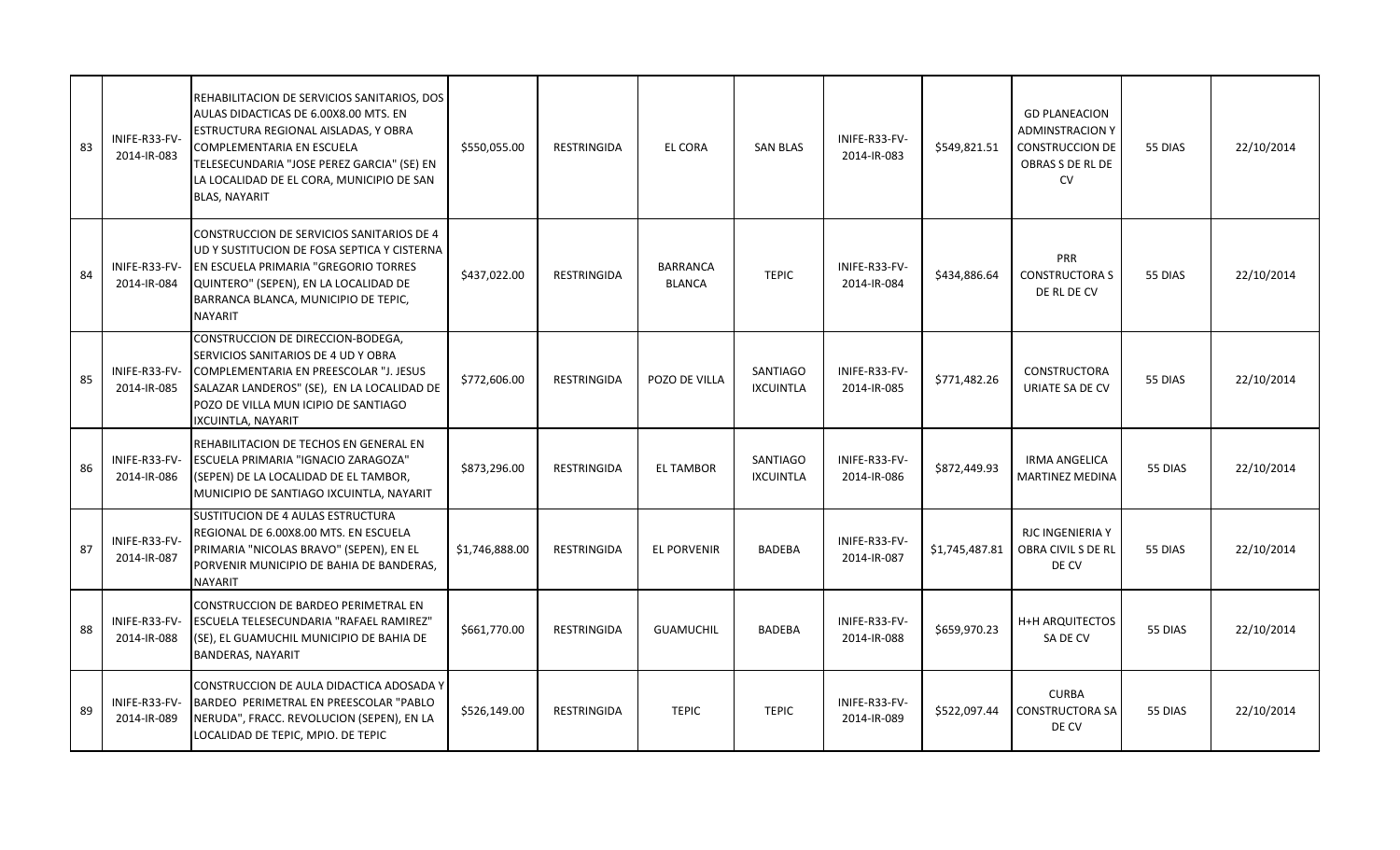| 83 | INIFE-R33-FV-2014-IR-083 | REHABILITACION DE SERVICIOS SANITARIOS, DOS AULAS DIDACTICAS DE 6.00X8.00 MTS. EN ESTRUCTURA REGIONAL AISLADAS, Y OBRA COMPLEMENTARIA EN ESCUELA TELESECUNDARIA "JOSE PEREZ GARCIA" (SE) EN LA LOCALIDAD DE EL CORA, MUNICIPIO DE SAN BLAS, NAYARIT | $550,055.00 | RESTRINGIDA | EL CORA | SAN BLAS | INIFE-R33-FV-2014-IR-083 | $549,821.51 | GD PLANEACION ADMINSTRACION Y CONSTRUCCION DE OBRAS S DE RL DE CV | 55 DIAS | 22/10/2014 |
|---|---|---|---|---|---|---|---|---|---|---|---|
| 84 | INIFE-R33-FV-2014-IR-084 | CONSTRUCCION DE SERVICIOS SANITARIOS DE 4 UD Y SUSTITUCION DE FOSA SEPTICA Y CISTERNA EN ESCUELA PRIMARIA "GREGORIO TORRES QUINTERO" (SEPEN), EN LA LOCALIDAD DE BARRANCA BLANCA, MUNICIPIO DE TEPIC, NAYARIT | $437,022.00 | RESTRINGIDA | BARRANCA BLANCA | TEPIC | INIFE-R33-FV-2014-IR-084 | $434,886.64 | PRR CONSTRUCTORA S DE RL DE CV | 55 DIAS | 22/10/2014 |
| 85 | INIFE-R33-FV-2014-IR-085 | CONSTRUCCION DE DIRECCION-BODEGA, SERVICIOS SANITARIOS DE 4 UD Y OBRA COMPLEMENTARIA EN PREESCOLAR "J. JESUS SALAZAR LANDEROS" (SE), EN LA LOCALIDAD DE POZO DE VILLA MUN ICIPIO DE SANTIAGO IXCUINTLA, NAYARIT | $772,606.00 | RESTRINGIDA | POZO DE VILLA | SANTIAGO IXCUINTLA | INIFE-R33-FV-2014-IR-085 | $771,482.26 | CONSTRUCTORA URIATE SA DE CV | 55 DIAS | 22/10/2014 |
| 86 | INIFE-R33-FV-2014-IR-086 | REHABILITACION DE TECHOS EN GENERAL EN ESCUELA PRIMARIA "IGNACIO ZARAGOZA" (SEPEN) DE LA LOCALIDAD DE EL TAMBOR, MUNICIPIO DE SANTIAGO IXCUINTLA, NAYARIT | $873,296.00 | RESTRINGIDA | EL TAMBOR | SANTIAGO IXCUINTLA | INIFE-R33-FV-2014-IR-086 | $872,449.93 | IRMA ANGELICA MARTINEZ MEDINA | 55 DIAS | 22/10/2014 |
| 87 | INIFE-R33-FV-2014-IR-087 | SUSTITUCION DE 4 AULAS ESTRUCTURA REGIONAL DE 6.00X8.00 MTS. EN ESCUELA PRIMARIA "NICOLAS BRAVO" (SEPEN), EN EL PORVENIR MUNICIPIO DE BAHIA DE BANDERAS, NAYARIT | $1,746,888.00 | RESTRINGIDA | EL PORVENIR | BADEBA | INIFE-R33-FV-2014-IR-087 | $1,745,487.81 | RJC INGENIERIA Y OBRA CIVIL S DE RL DE CV | 55 DIAS | 22/10/2014 |
| 88 | INIFE-R33-FV-2014-IR-088 | CONSTRUCCION DE BARDEO PERIMETRAL EN ESCUELA TELESECUNDARIA "RAFAEL RAMIREZ" (SE), EL GUAMUCHIL MUNICIPIO DE BAHIA DE BANDERAS, NAYARIT | $661,770.00 | RESTRINGIDA | GUAMUCHIL | BADEBA | INIFE-R33-FV-2014-IR-088 | $659,970.23 | H+H ARQUITECTOS SA DE CV | 55 DIAS | 22/10/2014 |
| 89 | INIFE-R33-FV-2014-IR-089 | CONSTRUCCION DE AULA DIDACTICA ADOSADA Y BARDEO PERIMETRAL EN PREESCOLAR "PABLO NERUDA", FRACC. REVOLUCION (SEPEN), EN LA LOCALIDAD DE TEPIC, MPIO. DE TEPIC | $526,149.00 | RESTRINGIDA | TEPIC | TEPIC | INIFE-R33-FV-2014-IR-089 | $522,097.44 | CURBA CONSTRUCTORA SA DE CV | 55 DIAS | 22/10/2014 |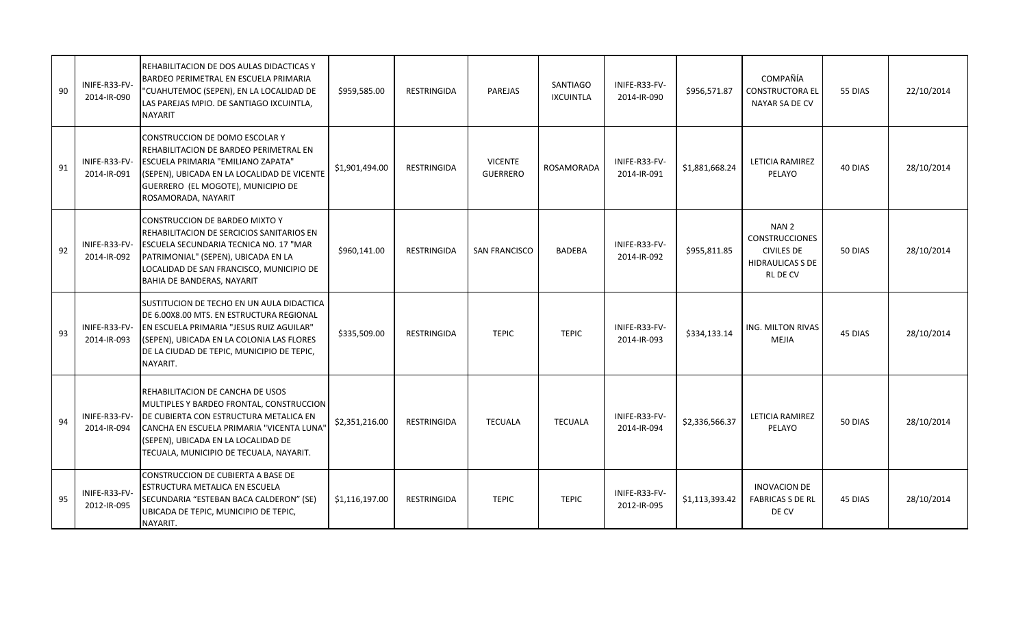| 90 | INIFE-R33-FV-2014-IR-090 | REHABILITACION DE DOS AULAS DIDACTICAS Y BARDEO PERIMETRAL EN ESCUELA PRIMARIA "CUAHUTEMOC (SEPEN), EN LA LOCALIDAD DE LAS PAREJAS MPIO. DE SANTIAGO IXCUINTLA, NAYARIT | $959,585.00 | RESTRINGIDA | PAREJAS | SANTIAGO IXCUINTLA | INIFE-R33-FV-2014-IR-090 | $956,571.87 | COMPAÑÍA CONSTRUCTORA EL NAYAR SA DE CV | 55 DIAS | 22/10/2014 |
|---|---|---|---|---|---|---|---|---|---|---|---|
| 91 | INIFE-R33-FV-2014-IR-091 | CONSTRUCCION DE DOMO ESCOLAR Y REHABILITACION DE BARDEO PERIMETRAL EN ESCUELA PRIMARIA "EMILIANO ZAPATA" (SEPEN), UBICADA EN LA LOCALIDAD DE VICENTE GUERRERO (EL MOGOTE), MUNICIPIO DE ROSAMORADA, NAYARIT | $1,901,494.00 | RESTRINGIDA | VICENTE GUERRERO | ROSAMORADA | INIFE-R33-FV-2014-IR-091 | $1,881,668.24 | LETICIA RAMIREZ PELAYO | 40 DIAS | 28/10/2014 |
| 92 | INIFE-R33-FV-2014-IR-092 | CONSTRUCCION DE BARDEO MIXTO Y REHABILITACION DE SERCICIOS SANITARIOS EN ESCUELA SECUNDARIA TECNICA NO. 17 "MAR PATRIMONIAL" (SEPEN), UBICADA EN LA LOCALIDAD DE SAN FRANCISCO, MUNICIPIO DE BAHIA DE BANDERAS, NAYARIT | $960,141.00 | RESTRINGIDA | SAN FRANCISCO | BADEBA | INIFE-R33-FV-2014-IR-092 | $955,811.85 | NAN 2 CONSTRUCCIONES CIVILES DE HIDRAULICAS S DE RL DE CV | 50 DIAS | 28/10/2014 |
| 93 | INIFE-R33-FV-2014-IR-093 | SUSTITUCION DE TECHO EN UN AULA DIDACTICA DE 6.00X8.00 MTS. EN ESTRUCTURA REGIONAL EN ESCUELA PRIMARIA "JESUS RUIZ AGUILAR" (SEPEN), UBICADA EN LA COLONIA LAS FLORES DE LA CIUDAD DE TEPIC, MUNICIPIO DE TEPIC, NAYARIT. | $335,509.00 | RESTRINGIDA | TEPIC | TEPIC | INIFE-R33-FV-2014-IR-093 | $334,133.14 | ING. MILTON RIVAS MEJIA | 45 DIAS | 28/10/2014 |
| 94 | INIFE-R33-FV-2014-IR-094 | REHABILITACION DE CANCHA DE USOS MULTIPLES Y BARDEO FRONTAL, CONSTRUCCION DE CUBIERTA CON ESTRUCTURA METALICA EN CANCHA EN ESCUELA PRIMARIA "VICENTA LUNA" (SEPEN), UBICADA EN LA LOCALIDAD DE TECUALA, MUNICIPIO DE TECUALA, NAYARIT. | $2,351,216.00 | RESTRINGIDA | TECUALA | TECUALA | INIFE-R33-FV-2014-IR-094 | $2,336,566.37 | LETICIA RAMIREZ PELAYO | 50 DIAS | 28/10/2014 |
| 95 | INIFE-R33-FV-2012-IR-095 | CONSTRUCCION DE CUBIERTA A BASE DE ESTRUCTURA METALICA EN ESCUELA SECUNDARIA "ESTEBAN BACA CALDERON" (SE) UBICADA DE TEPIC, MUNICIPIO DE TEPIC, NAYARIT. | $1,116,197.00 | RESTRINGIDA | TEPIC | TEPIC | INIFE-R33-FV-2012-IR-095 | $1,113,393.42 | INOVACION DE FABRICAS S DE RL DE CV | 45 DIAS | 28/10/2014 |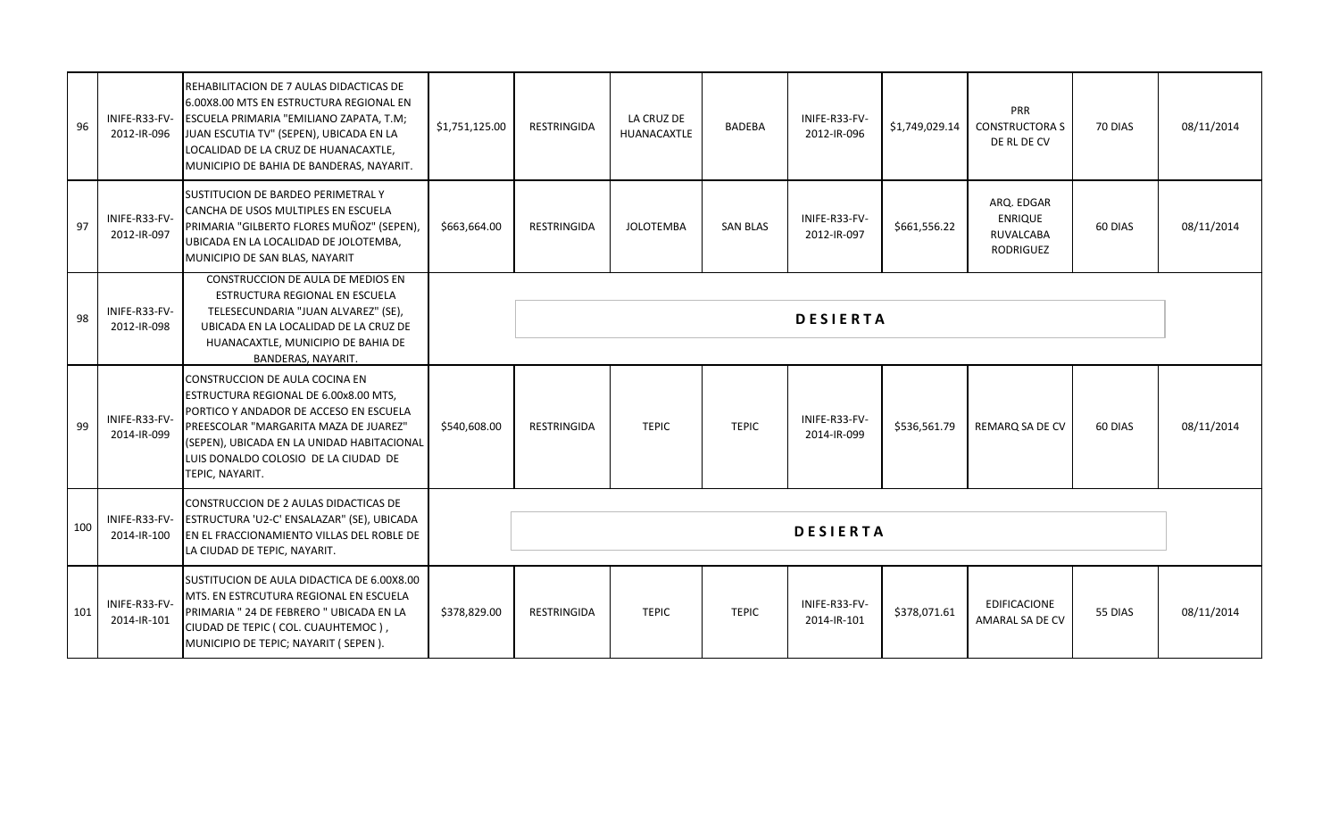| 96 | INIFE-R33-FV-2012-IR-096 | REHABILITACION DE 7 AULAS DIDACTICAS DE 6.00X8.00 MTS EN ESTRUCTURA REGIONAL EN ESCUELA PRIMARIA "EMILIANO ZAPATA, T.M; JUAN ESCUTIA TV" (SEPEN), UBICADA EN LA LOCALIDAD DE LA CRUZ DE HUANACAXTLE, MUNICIPIO DE BAHIA DE BANDERAS, NAYARIT. | $1,751,125.00 | RESTRINGIDA | LA CRUZ DE HUANACAXTLE | BADEBA | INIFE-R33-FV-2012-IR-096 | $1,749,029.14 | PRR CONSTRUCTORA S DE RL DE CV | 70 DIAS | 08/11/2014 |
|---|---|---|---|---|---|---|---|---|---|---|---|
| 97 | INIFE-R33-FV-2012-IR-097 | SUSTITUCION DE BARDEO PERIMETRAL Y CANCHA DE USOS MULTIPLES EN ESCUELA PRIMARIA "GILBERTO FLORES MUÑOZ" (SEPEN), UBICADA EN LA LOCALIDAD DE JOLOTEMBA, MUNICIPIO DE SAN BLAS, NAYARIT | $663,664.00 | RESTRINGIDA | JOLOTEMBA | SAN BLAS | INIFE-R33-FV-2012-IR-097 | $661,556.22 | ARQ. EDGAR ENRIQUE RUVALCABA RODRIGUEZ | 60 DIAS | 08/11/2014 |
| 98 | INIFE-R33-FV-2012-IR-098 | CONSTRUCCION DE AULA DE MEDIOS EN ESTRUCTURA REGIONAL EN ESCUELA TELESECUNDARIA "JUAN ALVAREZ" (SE), UBICADA EN LA LOCALIDAD DE LA CRUZ DE HUANACAXTLE, MUNICIPIO DE BAHIA DE BANDERAS, NAYARIT. | **DESIERTA** | | | | | | | | |
| 99 | INIFE-R33-FV-2014-IR-099 | CONSTRUCCION DE AULA COCINA EN ESTRUCTURA REGIONAL DE 6.00x8.00 MTS, PORTICO Y ANDADOR DE ACCESO EN ESCUELA PREESCOLAR "MARGARITA MAZA DE JUAREZ" (SEPEN), UBICADA EN LA UNIDAD HABITACIONAL LUIS DONALDO COLOSIO DE LA CIUDAD DE TEPIC, NAYARIT. | $540,608.00 | RESTRINGIDA | TEPIC | TEPIC | INIFE-R33-FV-2014-IR-099 | $536,561.79 | REMARQ SA DE CV | 60 DIAS | 08/11/2014 |
| 100 | INIFE-R33-FV-2014-IR-100 | CONSTRUCCION DE 2 AULAS DIDACTICAS DE ESTRUCTURA 'U2-C' ENSALAZAR" (SE), UBICADA EN EL FRACCIONAMIENTO VILLAS DEL ROBLE DE LA CIUDAD DE TEPIC, NAYARIT. | **DESIERTA** | | | | | | | | |
| 101 | INIFE-R33-FV-2014-IR-101 | SUSTITUCION DE AULA DIDACTICA DE 6.00X8.00 MTS. EN ESTRCUTURA REGIONAL EN ESCUELA PRIMARIA " 24 DE FEBRERO " UBICADA EN LA CIUDAD DE TEPIC ( COL. CUAUHTEMOC ) , MUNICIPIO DE TEPIC; NAYARIT ( SEPEN ). | $378,829.00 | RESTRINGIDA | TEPIC | TEPIC | INIFE-R33-FV-2014-IR-101 | $378,071.61 | EDIFICACIONE AMARAL SA DE CV | 55 DIAS | 08/11/2014 |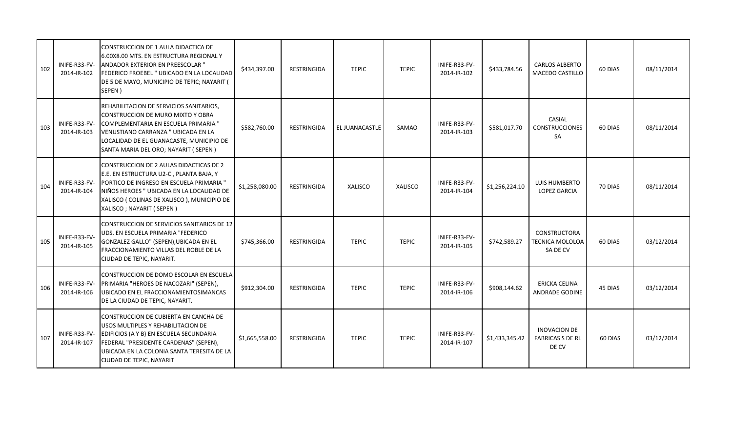| 102 | INIFE-R33-FV-2014-IR-102 | CONSTRUCCION DE 1 AULA DIDACTICA DE 6.00X8.00 MTS. EN ESTRUCTURA REGIONAL Y ANDADOR EXTERIOR EN PREESCOLAR " FEDERICO FROEBEL " UBICADO EN LA LOCALIDAD DE 5 DE MAYO, MUNICIPIO DE TEPIC; NAYARIT ( SEPEN ) | $434,397.00 | RESTRINGIDA | TEPIC | TEPIC | INIFE-R33-FV-2014-IR-102 | $433,784.56 | CARLOS ALBERTO MACEDO CASTILLO | 60 DIAS | 08/11/2014 |
|---|---|---|---|---|---|---|---|---|---|---|---|
| 103 | INIFE-R33-FV-2014-IR-103 | REHABILITACION DE SERVICIOS SANITARIOS, CONSTRUCCION DE MURO MIXTO Y OBRA COMPLEMENTARIA EN ESCUELA PRIMARIA " VENUSTIANO CARRANZA " UBICADA EN LA LOCALIDAD DE EL GUANACASTE, MUNICIPIO DE SANTA MARIA DEL ORO; NAYARIT ( SEPEN ) | $582,760.00 | RESTRINGIDA | EL JUANACASTLE | SAMAO | INIFE-R33-FV-2014-IR-103 | $581,017.70 | CASIAL CONSTRUCCIONES SA | 60 DIAS | 08/11/2014 |
| 104 | INIFE-R33-FV-2014-IR-104 | CONSTRUCCION DE 2 AULAS DIDACTICAS DE 2 E.E. EN ESTRUCTURA U2-C , PLANTA BAJA, Y PORTICO DE INGRESO EN ESCUELA PRIMARIA " NIÑOS HEROES " UBICADA EN LA LOCALIDAD DE XALISCO ( COLINAS DE XALISCO ), MUNICIPIO DE XALISCO ; NAYARIT ( SEPEN ) | $1,258,080.00 | RESTRINGIDA | XALISCO | XALISCO | INIFE-R33-FV-2014-IR-104 | $1,256,224.10 | LUIS HUMBERTO LOPEZ GARCIA | 70 DIAS | 08/11/2014 |
| 105 | INIFE-R33-FV-2014-IR-105 | CONSTRUCCION DE SERVICIOS SANITARIOS DE 12 UDS. EN ESCUELA PRIMARIA "FEDERICO GONZALEZ GALLO" (SEPEN),UBICADA EN EL FRACCIONAMIENTO VILLAS DEL ROBLE DE LA CIUDAD DE TEPIC, NAYARIT. | $745,366.00 | RESTRINGIDA | TEPIC | TEPIC | INIFE-R33-FV-2014-IR-105 | $742,589.27 | CONSTRUCTORA TECNICA MOLOLOA SA DE CV | 60 DIAS | 03/12/2014 |
| 106 | INIFE-R33-FV-2014-IR-106 | CONSTRUCCION DE DOMO ESCOLAR EN ESCUELA PRIMARIA "HEROES DE NACOZARI" (SEPEN), UBICADO EN EL FRACCIONAMIENTOSIMANCAS DE LA CIUDAD DE TEPIC, NAYARIT. | $912,304.00 | RESTRINGIDA | TEPIC | TEPIC | INIFE-R33-FV-2014-IR-106 | $908,144.62 | ERICKA CELINA ANDRADE GODINE | 45 DIAS | 03/12/2014 |
| 107 | INIFE-R33-FV-2014-IR-107 | CONSTRUCCION DE CUBIERTA EN CANCHA DE USOS MULTIPLES Y REHABILITACION DE EDIFICIOS (A Y B) EN ESCUELA SECUNDARIA FEDERAL "PRESIDENTE CARDENAS" (SEPEN), UBICADA EN LA COLONIA SANTA TERESITA DE LA CIUDAD DE TEPIC, NAYARIT | $1,665,558.00 | RESTRINGIDA | TEPIC | TEPIC | INIFE-R33-FV-2014-IR-107 | $1,433,345.42 | INOVACION DE FABRICAS S DE RL DE CV | 60 DIAS | 03/12/2014 |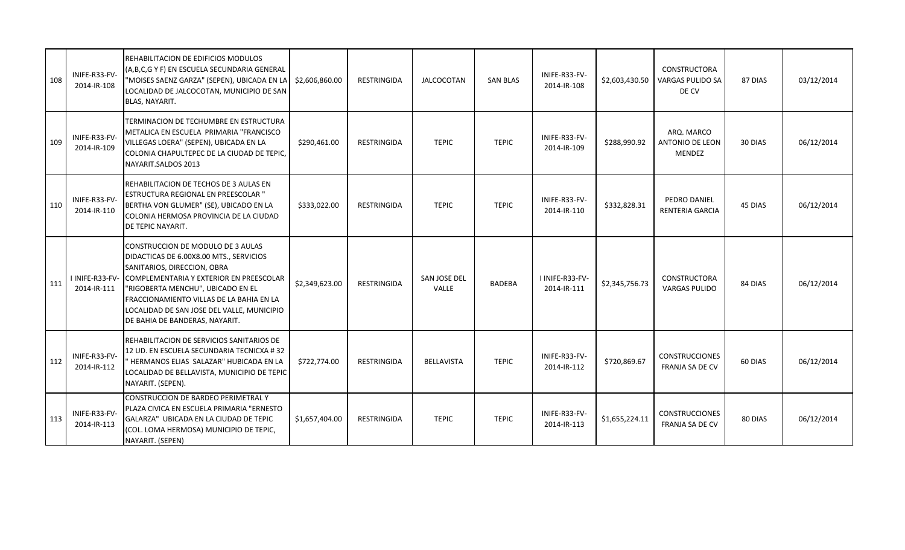| 108 | INIFE-R33-FV-2014-IR-108 | REHABILITACION DE EDIFICIOS MODULOS (A,B,C,G Y F) EN ESCUELA SECUNDARIA GENERAL "MOISES SAENZ GARZA" (SEPEN), UBICADA EN LA LOCALIDAD DE JALCOCOTAN, MUNICIPIO DE SAN BLAS, NAYARIT. | $2,606,860.00 | RESTRINGIDA | JALCOCOTAN | SAN BLAS | INIFE-R33-FV-2014-IR-108 | $2,603,430.50 | CONSTRUCTORA VARGAS PULIDO SA DE CV | 87 DIAS | 03/12/2014 |
|---|---|---|---|---|---|---|---|---|---|---|---|
| 109 | INIFE-R33-FV-2014-IR-109 | TERMINACION DE TECHUMBRE EN ESTRUCTURA METALICA EN ESCUELA PRIMARIA "FRANCISCO VILLEGAS LOERA" (SEPEN), UBICADA EN LA COLONIA CHAPULTEPEC DE LA CIUDAD DE TEPIC, NAYARIT.SALDOS 2013 | $290,461.00 | RESTRINGIDA | TEPIC | TEPIC | INIFE-R33-FV-2014-IR-109 | $288,990.92 | ARQ. MARCO ANTONIO DE LEON MENDEZ | 30 DIAS | 06/12/2014 |
| 110 | INIFE-R33-FV-2014-IR-110 | REHABILITACION DE TECHOS DE 3 AULAS EN ESTRUCTURA REGIONAL EN PREESCOLAR " BERTHA VON GLUMER" (SE), UBICADO EN LA COLONIA HERMOSA PROVINCIA DE LA CIUDAD DE TEPIC NAYARIT. | $333,022.00 | RESTRINGIDA | TEPIC | TEPIC | INIFE-R33-FV-2014-IR-110 | $332,828.31 | PEDRO DANIEL RENTERIA GARCIA | 45 DIAS | 06/12/2014 |
| 111 | I INIFE-R33-FV-2014-IR-111 | CONSTRUCCION DE MODULO DE 3 AULAS DIDACTICAS DE 6.00X8.00 MTS., SERVICIOS SANITARIOS, DIRECCION, OBRA COMPLEMENTARIA Y EXTERIOR EN PREESCOLAR "RIGOBERTA MENCHU", UBICADO EN EL FRACCIONAMIENTO VILLAS DE LA BAHIA EN LA LOCALIDAD DE SAN JOSE DEL VALLE, MUNICIPIO DE BAHIA DE BANDERAS, NAYARIT. | $2,349,623.00 | RESTRINGIDA | SAN JOSE DEL VALLE | BADEBA | I INIFE-R33-FV-2014-IR-111 | $2,345,756.73 | CONSTRUCTORA VARGAS PULIDO | 84 DIAS | 06/12/2014 |
| 112 | INIFE-R33-FV-2014-IR-112 | REHABILITACION DE SERVICIOS SANITARIOS DE 12 UD. EN ESCUELA SECUNDARIA TECNICXA # 32 " HERMANOS ELIAS SALAZAR" HUBICADA EN LA LOCALIDAD DE BELLAVISTA, MUNICIPIO DE TEPIC NAYARIT. (SEPEN). | $722,774.00 | RESTRINGIDA | BELLAVISTA | TEPIC | INIFE-R33-FV-2014-IR-112 | $720,869.67 | CONSTRUCCIONES FRANJA SA DE CV | 60 DIAS | 06/12/2014 |
| 113 | INIFE-R33-FV-2014-IR-113 | CONSTRUCCION DE BARDEO PERIMETRAL Y PLAZA CIVICA EN ESCUELA PRIMARIA "ERNESTO GALARZA" UBICADA EN LA CIUDAD DE TEPIC (COL. LOMA HERMOSA) MUNICIPIO DE TEPIC, NAYARIT. (SEPEN) | $1,657,404.00 | RESTRINGIDA | TEPIC | TEPIC | INIFE-R33-FV-2014-IR-113 | $1,655,224.11 | CONSTRUCCIONES FRANJA SA DE CV | 80 DIAS | 06/12/2014 |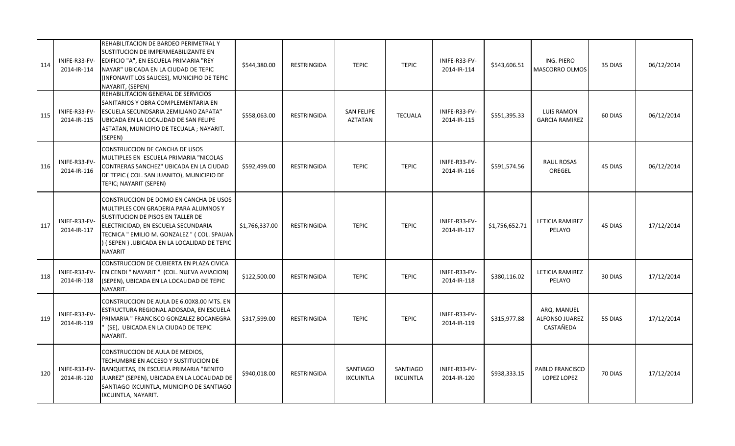| 114 | INIFE-R33-FV-2014-IR-114 | REHABILITACION DE BARDEO PERIMETRAL Y SUSTITUCION DE IMPERMEABILIZANTE EN EDIFICIO "A", EN ESCUELA PRIMARIA "REY NAYAR" UBICADA EN LA CIUDAD DE TEPIC (INFONAVIT LOS SAUCES), MUNICIPIO DE TEPIC NAYARIT, (SEPEN) | $544,380.00 | RESTRINGIDA | TEPIC | TEPIC | INIFE-R33-FV-2014-IR-114 | $543,606.51 | ING. PIERO MASCORRO OLMOS | 35 DIAS | 06/12/2014 |
|---|---|---|---|---|---|---|---|---|---|---|---|
| 115 | INIFE-R33-FV-2014-IR-115 | REHABILITACION GENERAL DE SERVICIOS SANITARIOS Y OBRA COMPLEMENTARIA EN ESCUELA SECUNDSARIA 2EMILIANO ZAPATA" UBICADA EN LA LOCALIDAD DE SAN FELIPE ASTATAN, MUNICIPIO DE TECUALA ; NAYARIT. (SEPEN) | $558,063.00 | RESTRINGIDA | SAN FELIPE AZTATAN | TECUALA | INIFE-R33-FV-2014-IR-115 | $551,395.33 | LUIS RAMON GARCIA RAMIREZ | 60 DIAS | 06/12/2014 |
| 116 | INIFE-R33-FV-2014-IR-116 | CONSTRUCCION DE CANCHA DE USOS MULTIPLES EN ESCUELA PRIMARIA "NICOLAS CONTRERAS SANCHEZ" UBICADA EN LA CIUDAD DE TEPIC ( COL. SAN JUANITO), MUNICIPIO DE TEPIC; NAYARIT (SEPEN) | $592,499.00 | RESTRINGIDA | TEPIC | TEPIC | INIFE-R33-FV-2014-IR-116 | $591,574.56 | RAUL ROSAS OREGEL | 45 DIAS | 06/12/2014 |
| 117 | INIFE-R33-FV-2014-IR-117 | CONSTRUCCION DE DOMO EN CANCHA DE USOS MULTIPLES CON GRADERIA PARA ALUMNOS Y SUSTITUCION DE PISOS EN TALLER DE ELECTRICIDAD, EN ESCUELA SECUNDARIA TECNICA " EMILIO M. GONZALEZ " ( COL. SPAUAN ) ( SEPEN ) .UBICADA EN LA LOCALIDAD DE TEPIC NAYARIT | $1,766,337.00 | RESTRINGIDA | TEPIC | TEPIC | INIFE-R33-FV-2014-IR-117 | $1,756,652.71 | LETICIA RAMIREZ PELAYO | 45 DIAS | 17/12/2014 |
| 118 | INIFE-R33-FV-2014-IR-118 | CONSTRUCCION DE CUBIERTA EN PLAZA CIVICA EN CENDI " NAYARIT " (COL. NUEVA AVIACION) (SEPEN), UBICADA EN LA LOCALIDAD DE TEPIC NAYARIT. | $122,500.00 | RESTRINGIDA | TEPIC | TEPIC | INIFE-R33-FV-2014-IR-118 | $380,116.02 | LETICIA RAMIREZ PELAYO | 30 DIAS | 17/12/2014 |
| 119 | INIFE-R33-FV-2014-IR-119 | CONSTRUCCION DE AULA DE 6.00X8.00 MTS. EN ESTRUCTURA REGIONAL ADOSADA, EN ESCUELA PRIMARIA " FRANCISCO GONZALEZ BOCANEGRA " (SE), UBICADA EN LA CIUDAD DE TEPIC NAYARIT. | $317,599.00 | RESTRINGIDA | TEPIC | TEPIC | INIFE-R33-FV-2014-IR-119 | $315,977.88 | ARQ. MANUEL ALFONSO JUAREZ CASTAÑEDA | 55 DIAS | 17/12/2014 |
| 120 | INIFE-R33-FV-2014-IR-120 | CONSTRUCCION DE AULA DE MEDIOS, TECHUMBRE EN ACCESO Y SUSTITUCION DE BANQUETAS, EN ESCUELA PRIMARIA "BENITO JUAREZ" (SEPEN), UBICADA EN LA LOCALIDAD DE SANTIAGO IXCUINTLA, MUNICIPIO DE SANTIAGO IXCUINTLA, NAYARIT. | $940,018.00 | RESTRINGIDA | SANTIAGO IXCUINTLA | SANTIAGO IXCUINTLA | INIFE-R33-FV-2014-IR-120 | $938,333.15 | PABLO FRANCISCO LOPEZ LOPEZ | 70 DIAS | 17/12/2014 |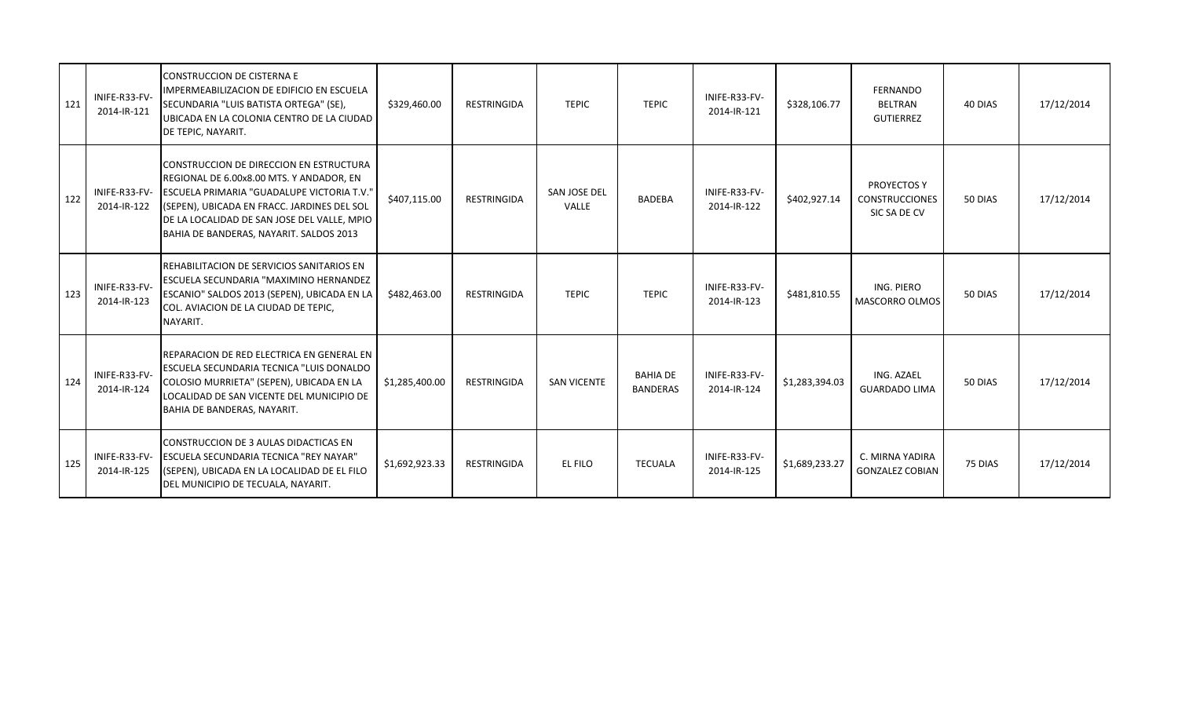| | | | | | | | | | | | |
|---|---|---|---|---|---|---|---|---|---|---|---|
| 121 | INIFE-R33-FV-2014-IR-121 | CONSTRUCCION DE CISTERNA E IMPERMEABILIZACION DE EDIFICIO EN ESCUELA SECUNDARIA "LUIS BATISTA ORTEGA" (SE), UBICADA EN LA COLONIA CENTRO DE LA CIUDAD DE TEPIC, NAYARIT. | $329,460.00 | RESTRINGIDA | TEPIC | TEPIC | INIFE-R33-FV-2014-IR-121 | $328,106.77 | FERNANDO BELTRAN GUTIERREZ | 40 DIAS | 17/12/2014 |
| 122 | INIFE-R33-FV-2014-IR-122 | CONSTRUCCION DE DIRECCION EN ESTRUCTURA REGIONAL DE 6.00x8.00 MTS. Y ANDADOR, EN ESCUELA PRIMARIA "GUADALUPE VICTORIA T.V." (SEPEN), UBICADA EN FRACC. JARDINES DEL SOL DE LA LOCALIDAD DE SAN JOSE DEL VALLE, MPIO BAHIA DE BANDERAS, NAYARIT. SALDOS 2013 | $407,115.00 | RESTRINGIDA | SAN JOSE DEL VALLE | BADEBA | INIFE-R33-FV-2014-IR-122 | $402,927.14 | PROYECTOS Y CONSTRUCCIONES SIC SA DE CV | 50 DIAS | 17/12/2014 |
| 123 | INIFE-R33-FV-2014-IR-123 | REHABILITACION DE SERVICIOS SANITARIOS EN ESCUELA SECUNDARIA "MAXIMINO HERNANDEZ ESCANIO" SALDOS 2013 (SEPEN), UBICADA EN LA COL. AVIACION DE LA CIUDAD DE TEPIC, NAYARIT. | $482,463.00 | RESTRINGIDA | TEPIC | TEPIC | INIFE-R33-FV-2014-IR-123 | $481,810.55 | ING. PIERO MASCORRO OLMOS | 50 DIAS | 17/12/2014 |
| 124 | INIFE-R33-FV-2014-IR-124 | REPARACION DE RED ELECTRICA EN GENERAL EN ESCUELA SECUNDARIA TECNICA "LUIS DONALDO COLOSIO MURRIETA" (SEPEN), UBICADA EN LA LOCALIDAD DE SAN VICENTE DEL MUNICIPIO DE BAHIA DE BANDERAS, NAYARIT. | $1,285,400.00 | RESTRINGIDA | SAN VICENTE | BAHIA DE BANDERAS | INIFE-R33-FV-2014-IR-124 | $1,283,394.03 | ING. AZAEL GUARDADO LIMA | 50 DIAS | 17/12/2014 |
| 125 | INIFE-R33-FV-2014-IR-125 | CONSTRUCCION DE 3 AULAS DIDACTICAS EN ESCUELA SECUNDARIA TECNICA "REY NAYAR" (SEPEN), UBICADA EN LA LOCALIDAD DE EL FILO DEL MUNICIPIO DE TECUALA, NAYARIT. | $1,692,923.33 | RESTRINGIDA | EL FILO | TECUALA | INIFE-R33-FV-2014-IR-125 | $1,689,233.27 | C. MIRNA YADIRA GONZALEZ COBIAN | 75 DIAS | 17/12/2014 |